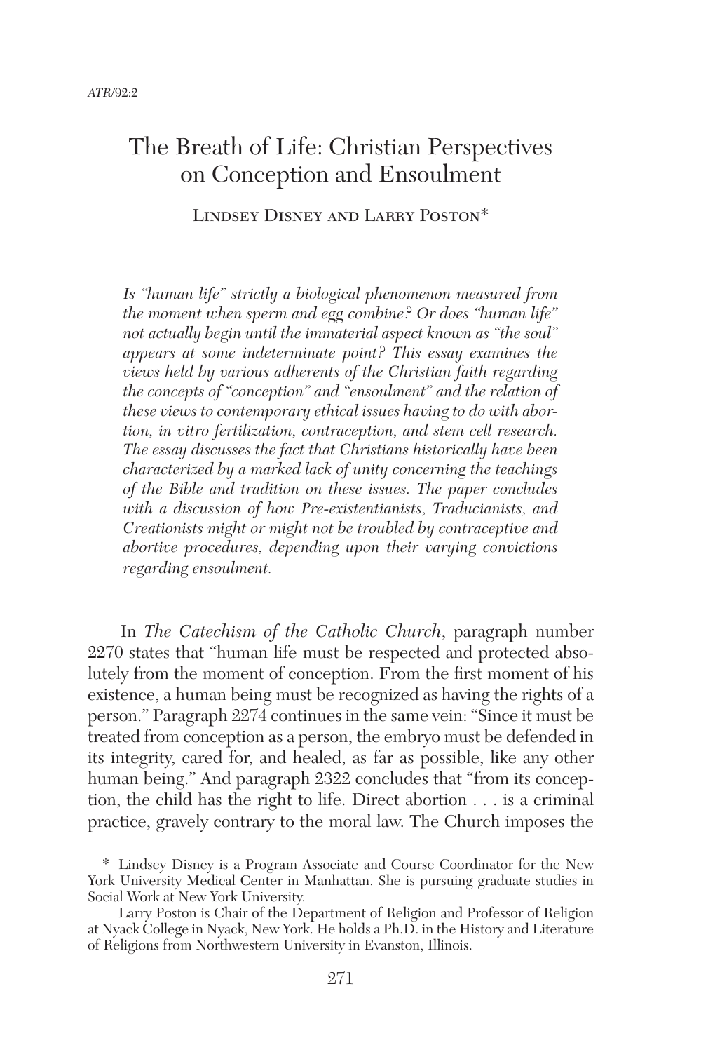# The Breath of Life: Christian Perspectives on Conception and Ensoulment

Lindsey Disney and Larry Poston*

*Is "human life" strictly a biological phenomenon measured from the moment when sperm and egg combine? Or does "human life" not actually begin until the immaterial aspect known as "the soul" appears at some indeterminate point? This essay examines the views held by various adherents of the Christian faith regarding the concepts of "conception" and "ensoulment" and the relation of these views to contemporary ethical issues having to do with abortion, in vitro fertilization, contraception, and stem cell research. The essay discusses the fact that Christians historically have been characterized by a marked lack of unity concerning the teachings of the Bible and tradition on these issues. The paper concludes with a discussion of how Pre-existentianists, Traducianists, and Creationists might or might not be troubled by contraceptive and abortive procedures, depending upon their varying convictions regarding ensoulment.*

In *The Catechism of the Catholic Church*, paragraph number 2270 states that "human life must be respected and protected absolutely from the moment of conception. From the first moment of his existence, a human being must be recognized as having the rights of a person." Paragraph 2274 continues in the same vein: "Since it must be treated from conception as a person, the embryo must be defended in its integrity, cared for, and healed, as far as possible, like any other human being." And paragraph 2322 concludes that "from its conception, the child has the right to life. Direct abortion . . . is a criminal practice, gravely contrary to the moral law. The Church imposes the

---

\* Lindsey Disney is a Program Associate and Course Coordinator for the New York University Medical Center in Manhattan. She is pursuing graduate studies in Social Work at New York University.

Larry Poston is Chair of the Department of Religion and Professor of Religion at Nyack College in Nyack, New York. He holds a Ph.D. in the History and Literature of Religions from Northwestern University in Evanston, Illinois.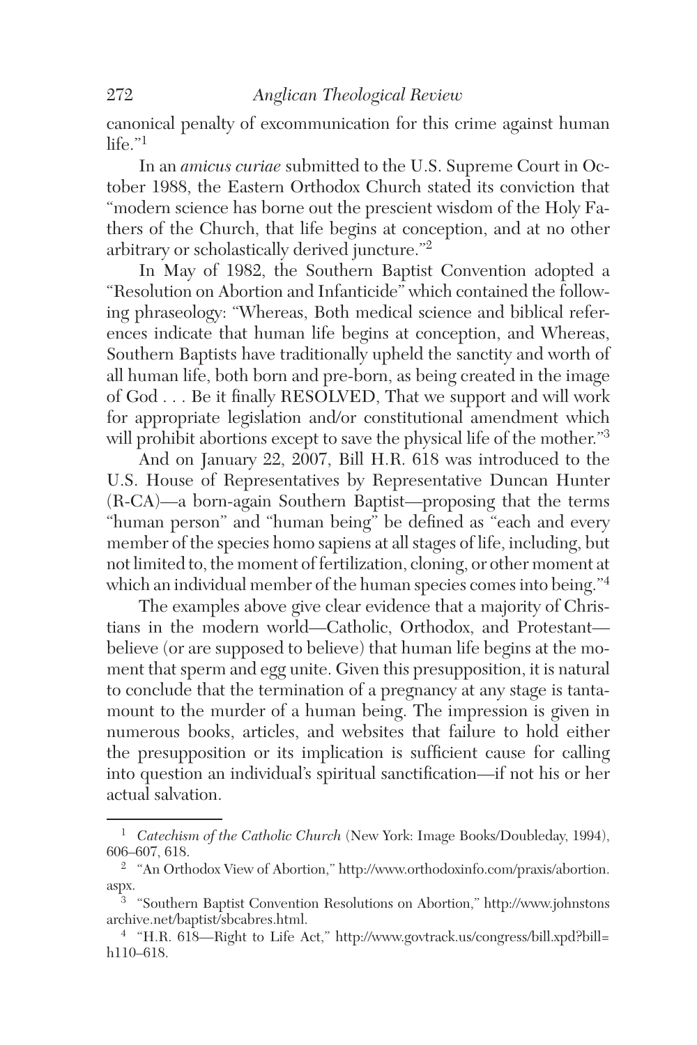canonical penalty of excommunication for this crime against human life."[1]

In an *amicus curiae* submitted to the U.S. Supreme Court in October 1988, the Eastern Orthodox Church stated its conviction that "modern science has borne out the prescient wisdom of the Holy Fathers of the Church, that life begins at conception, and at no other arbitrary or scholastically derived juncture."[2]

In May of 1982, the Southern Baptist Convention adopted a "Resolution on Abortion and Infanticide" which contained the following phraseology: "Whereas, Both medical science and biblical references indicate that human life begins at conception, and Whereas, Southern Baptists have traditionally upheld the sanctity and worth of all human life, both born and pre-born, as being created in the image of God . . . Be it finally RESOLVED, That we support and will work for appropriate legislation and/or constitutional amendment which will prohibit abortions except to save the physical life of the mother."[3]

And on January 22, 2007, Bill H.R. 618 was introduced to the U.S. House of Representatives by Representative Duncan Hunter (R-CA)—a born-again Southern Baptist—proposing that the terms "human person" and "human being" be defined as "each and every member of the species homo sapiens at all stages of life, including, but not limited to, the moment of fertilization, cloning, or other moment at which an individual member of the human species comes into being."[4]

The examples above give clear evidence that a majority of Christians in the modern world—Catholic, Orthodox, and Protestant—believe (or are supposed to believe) that human life begins at the moment that sperm and egg unite. Given this presupposition, it is natural to conclude that the termination of a pregnancy at any stage is tantamount to the murder of a human being. The impression is given in numerous books, articles, and websites that failure to hold either the presupposition or its implication is sufficient cause for calling into question an individual's spiritual sanctification—if not his or her actual salvation.

---

[1] *Catechism of the Catholic Church* (New York: Image Books/Doubleday, 1994), 606–607, 618.

[2] "An Orthodox View of Abortion," http://www.orthodoxinfo.com/praxis/abortion.aspx.

[3] "Southern Baptist Convention Resolutions on Abortion," http://www.johnstonsarchive.net/baptist/sbcabres.html.

[4] "H.R. 618—Right to Life Act," http://www.govtrack.us/congress/bill.xpd?bill=h110–618.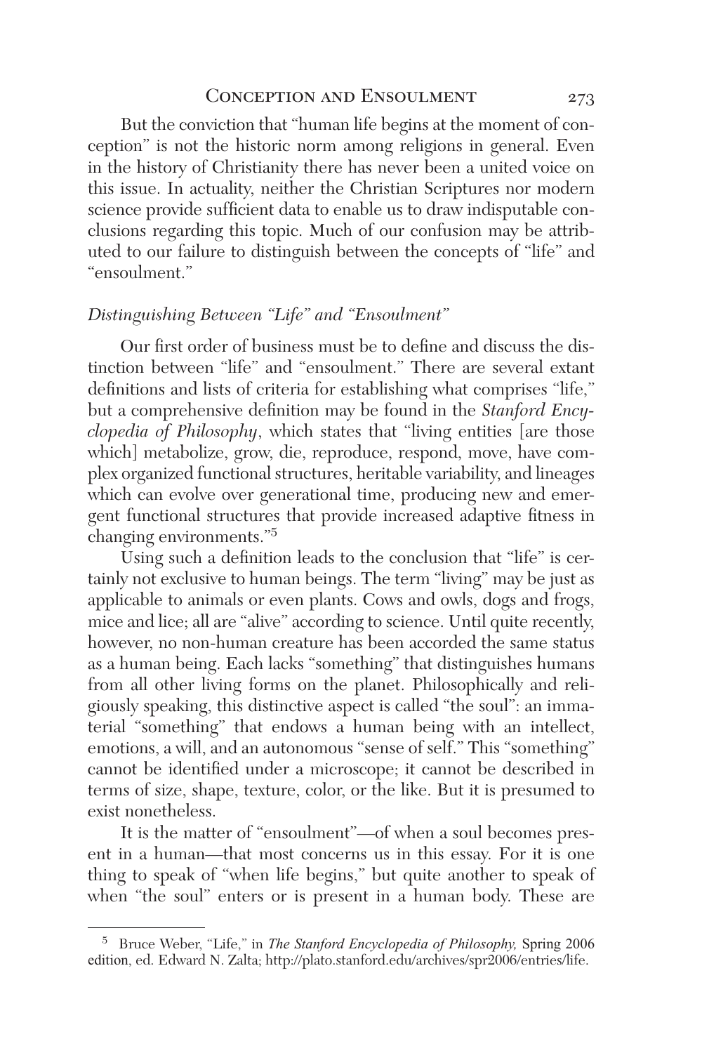But the conviction that "human life begins at the moment of conception" is not the historic norm among religions in general. Even in the history of Christianity there has never been a united voice on this issue. In actuality, neither the Christian Scriptures nor modern science provide sufficient data to enable us to draw indisputable conclusions regarding this topic. Much of our confusion may be attributed to our failure to distinguish between the concepts of "life" and "ensoulment."

### *Distinguishing Between "Life" and "Ensoulment"*

Our first order of business must be to define and discuss the distinction between "life" and "ensoulment." There are several extant definitions and lists of criteria for establishing what comprises "life," but a comprehensive definition may be found in the *Stanford Encyclopedia of Philosophy*, which states that "living entities [are those which] metabolize, grow, die, reproduce, respond, move, have complex organized functional structures, heritable variability, and lineages which can evolve over generational time, producing new and emergent functional structures that provide increased adaptive fitness in changing environments."[5]

Using such a definition leads to the conclusion that "life" is certainly not exclusive to human beings. The term "living" may be just as applicable to animals or even plants. Cows and owls, dogs and frogs, mice and lice; all are "alive" according to science. Until quite recently, however, no non-human creature has been accorded the same status as a human being. Each lacks "something" that distinguishes humans from all other living forms on the planet. Philosophically and religiously speaking, this distinctive aspect is called "the soul": an immaterial "something" that endows a human being with an intellect, emotions, a will, and an autonomous "sense of self." This "something" cannot be identified under a microscope; it cannot be described in terms of size, shape, texture, color, or the like. But it is presumed to exist nonetheless.

It is the matter of "ensoulment"—of when a soul becomes present in a human—that most concerns us in this essay. For it is one thing to speak of "when life begins," but quite another to speak of when "the soul" enters or is present in a human body. These are

---

[5] Bruce Weber, "Life," in *The Stanford Encyclopedia of Philosophy,* Spring 2006 edition, ed. Edward N. Zalta; http://plato.stanford.edu/archives/spr2006/entries/life.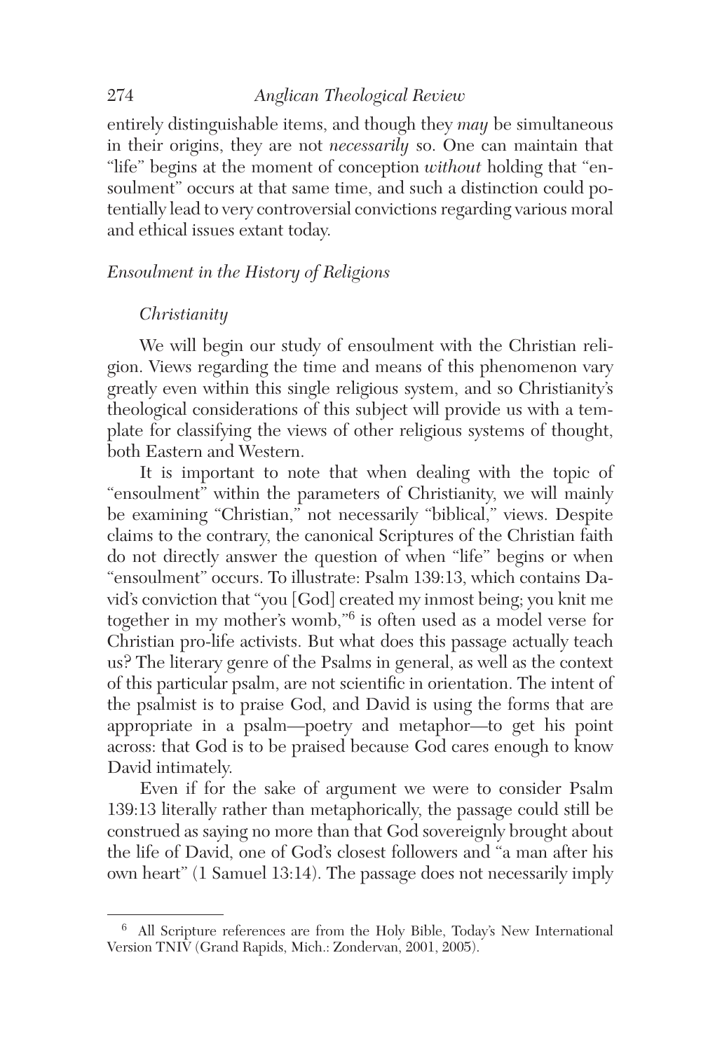entirely distinguishable items, and though they *may* be simultaneous in their origins, they are not *necessarily* so. One can maintain that "life" begins at the moment of conception *without* holding that "ensoulment" occurs at that same time, and such a distinction could potentially lead to very controversial convictions regarding various moral and ethical issues extant today.

## *Ensoulment in the History of Religions*

### *Christianity*

We will begin our study of ensoulment with the Christian religion. Views regarding the time and means of this phenomenon vary greatly even within this single religious system, and so Christianity's theological considerations of this subject will provide us with a template for classifying the views of other religious systems of thought, both Eastern and Western.

It is important to note that when dealing with the topic of "ensoulment" within the parameters of Christianity, we will mainly be examining "Christian," not necessarily "biblical," views. Despite claims to the contrary, the canonical Scriptures of the Christian faith do not directly answer the question of when "life" begins or when "ensoulment" occurs. To illustrate: Psalm 139:13, which contains David's conviction that "you [God] created my inmost being; you knit me together in my mother's womb,"[6] is often used as a model verse for Christian pro-life activists. But what does this passage actually teach us? The literary genre of the Psalms in general, as well as the context of this particular psalm, are not scientific in orientation. The intent of the psalmist is to praise God, and David is using the forms that are appropriate in a psalm—poetry and metaphor—to get his point across: that God is to be praised because God cares enough to know David intimately.

Even if for the sake of argument we were to consider Psalm 139:13 literally rather than metaphorically, the passage could still be construed as saying no more than that God sovereignly brought about the life of David, one of God's closest followers and "a man after his own heart" (1 Samuel 13:14). The passage does not necessarily imply

---

[6] All Scripture references are from the Holy Bible, Today's New International Version TNIV (Grand Rapids, Mich.: Zondervan, 2001, 2005).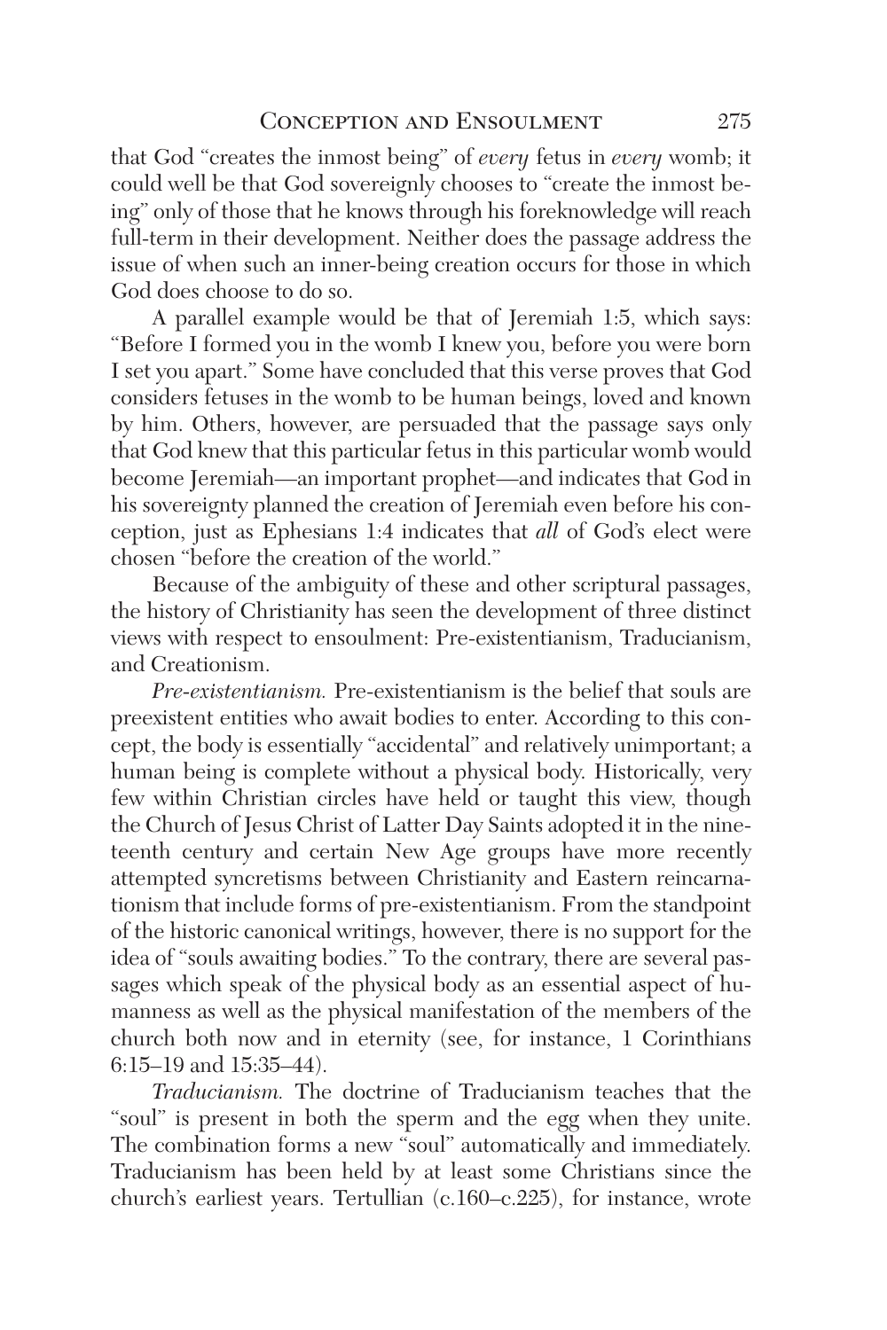that God "creates the inmost being" of *every* fetus in *every* womb; it could well be that God sovereignly chooses to "create the inmost being" only of those that he knows through his foreknowledge will reach full-term in their development. Neither does the passage address the issue of when such an inner-being creation occurs for those in which God does choose to do so.

A parallel example would be that of Jeremiah 1:5, which says: "Before I formed you in the womb I knew you, before you were born I set you apart." Some have concluded that this verse proves that God considers fetuses in the womb to be human beings, loved and known by him. Others, however, are persuaded that the passage says only that God knew that this particular fetus in this particular womb would become Jeremiah—an important prophet—and indicates that God in his sovereignty planned the creation of Jeremiah even before his conception, just as Ephesians 1:4 indicates that *all* of God's elect were chosen "before the creation of the world."

Because of the ambiguity of these and other scriptural passages, the history of Christianity has seen the development of three distinct views with respect to ensoulment: Pre-existentianism, Traducianism, and Creationism.

*Pre-existentianism.* Pre-existentianism is the belief that souls are preexistent entities who await bodies to enter. According to this concept, the body is essentially "accidental" and relatively unimportant; a human being is complete without a physical body. Historically, very few within Christian circles have held or taught this view, though the Church of Jesus Christ of Latter Day Saints adopted it in the nineteenth century and certain New Age groups have more recently attempted syncretisms between Christianity and Eastern reincarnationism that include forms of pre-existentianism. From the standpoint of the historic canonical writings, however, there is no support for the idea of "souls awaiting bodies." To the contrary, there are several passages which speak of the physical body as an essential aspect of humanness as well as the physical manifestation of the members of the church both now and in eternity (see, for instance, 1 Corinthians 6:15–19 and 15:35–44).

*Traducianism.* The doctrine of Traducianism teaches that the "soul" is present in both the sperm and the egg when they unite. The combination forms a new "soul" automatically and immediately. Traducianism has been held by at least some Christians since the church's earliest years. Tertullian (c.160–c.225), for instance, wrote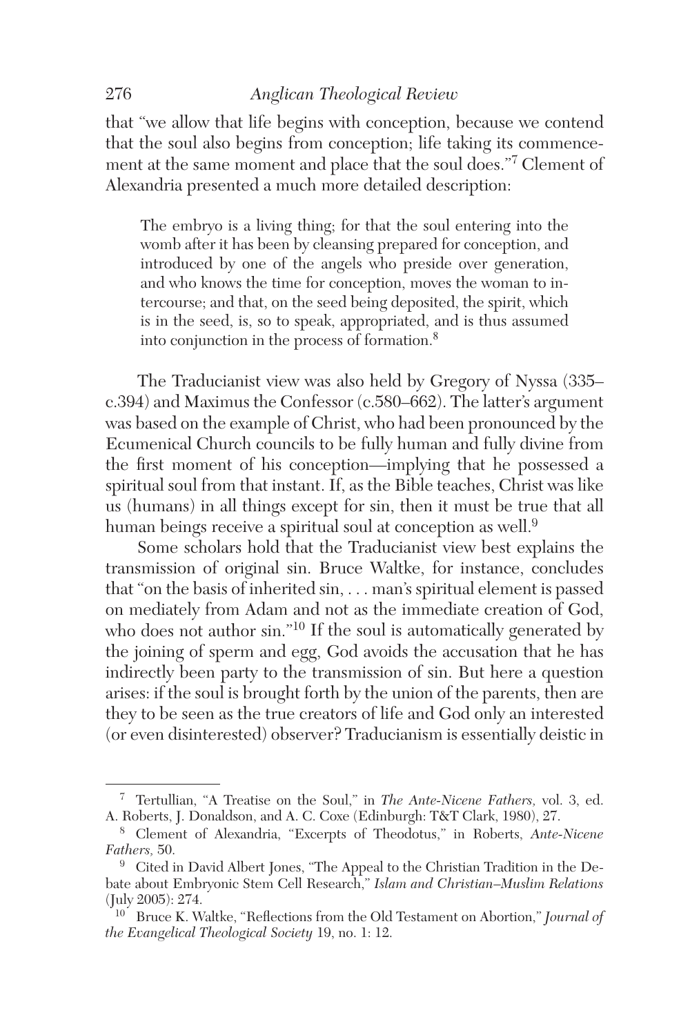that "we allow that life begins with conception, because we contend that the soul also begins from conception; life taking its commencement at the same moment and place that the soul does."[7] Clement of Alexandria presented a much more detailed description:

> The embryo is a living thing; for that the soul entering into the womb after it has been by cleansing prepared for conception, and introduced by one of the angels who preside over generation, and who knows the time for conception, moves the woman to intercourse; and that, on the seed being deposited, the spirit, which is in the seed, is, so to speak, appropriated, and is thus assumed into conjunction in the process of formation.[8]

The Traducianist view was also held by Gregory of Nyssa (335–c.394) and Maximus the Confessor (c.580–662). The latter's argument was based on the example of Christ, who had been pronounced by the Ecumenical Church councils to be fully human and fully divine from the first moment of his conception—implying that he possessed a spiritual soul from that instant. If, as the Bible teaches, Christ was like us (humans) in all things except for sin, then it must be true that all human beings receive a spiritual soul at conception as well.[9]

Some scholars hold that the Traducianist view best explains the transmission of original sin. Bruce Waltke, for instance, concludes that "on the basis of inherited sin, . . . man's spiritual element is passed on mediately from Adam and not as the immediate creation of God, who does not author sin."[10] If the soul is automatically generated by the joining of sperm and egg, God avoids the accusation that he has indirectly been party to the transmission of sin. But here a question arises: if the soul is brought forth by the union of the parents, then are they to be seen as the true creators of life and God only an interested (or even disinterested) observer? Traducianism is essentially deistic in

---

[7] Tertullian, "A Treatise on the Soul," in *The Ante-Nicene Fathers,* vol. 3, ed. A. Roberts, J. Donaldson, and A. C. Coxe (Edinburgh: T&T Clark, 1980), 27.

[8] Clement of Alexandria, "Excerpts of Theodotus," in Roberts, *Ante-Nicene Fathers,* 50.

[9] Cited in David Albert Jones, "The Appeal to the Christian Tradition in the Debate about Embryonic Stem Cell Research," *Islam and Christian–Muslim Relations* (July 2005): 274.

[10] Bruce K. Waltke, "Reflections from the Old Testament on Abortion," *Journal of the Evangelical Theological Society* 19, no. 1: 12.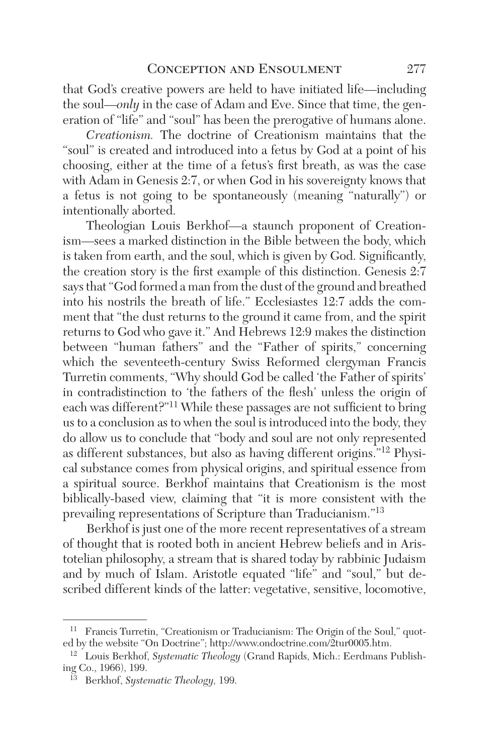that God's creative powers are held to have initiated life—including the soul—*only* in the case of Adam and Eve. Since that time, the generation of "life" and "soul" has been the prerogative of humans alone.

*Creationism.* The doctrine of Creationism maintains that the "soul" is created and introduced into a fetus by God at a point of his choosing, either at the time of a fetus's first breath, as was the case with Adam in Genesis 2:7, or when God in his sovereignty knows that a fetus is not going to be spontaneously (meaning "naturally") or intentionally aborted.

Theologian Louis Berkhof—a staunch proponent of Creationism—sees a marked distinction in the Bible between the body, which is taken from earth, and the soul, which is given by God. Significantly, the creation story is the first example of this distinction. Genesis 2:7 says that "God formed a man from the dust of the ground and breathed into his nostrils the breath of life." Ecclesiastes 12:7 adds the comment that "the dust returns to the ground it came from, and the spirit returns to God who gave it." And Hebrews 12:9 makes the distinction between "human fathers" and the "Father of spirits," concerning which the seventeeth-century Swiss Reformed clergyman Francis Turretin comments, "Why should God be called 'the Father of spirits' in contradistinction to 'the fathers of the flesh' unless the origin of each was different?"[11] While these passages are not sufficient to bring us to a conclusion as to when the soul is introduced into the body, they do allow us to conclude that "body and soul are not only represented as different substances, but also as having different origins."[12] Physical substance comes from physical origins, and spiritual essence from a spiritual source. Berkhof maintains that Creationism is the most biblically-based view, claiming that "it is more consistent with the prevailing representations of Scripture than Traducianism."[13]

Berkhof is just one of the more recent representatives of a stream of thought that is rooted both in ancient Hebrew beliefs and in Aristotelian philosophy, a stream that is shared today by rabbinic Judaism and by much of Islam. Aristotle equated "life" and "soul," but described different kinds of the latter: vegetative, sensitive, locomotive,

---

[11] Francis Turretin, "Creationism or Traducianism: The Origin of the Soul," quoted by the website "On Doctrine"; http://www.ondoctrine.com/2tur0005.htm.

[12] Louis Berkhof, *Systematic Theology* (Grand Rapids, Mich.: Eerdmans Publishing Co., 1966), 199.

[13] Berkhof, *Systematic Theology,* 199.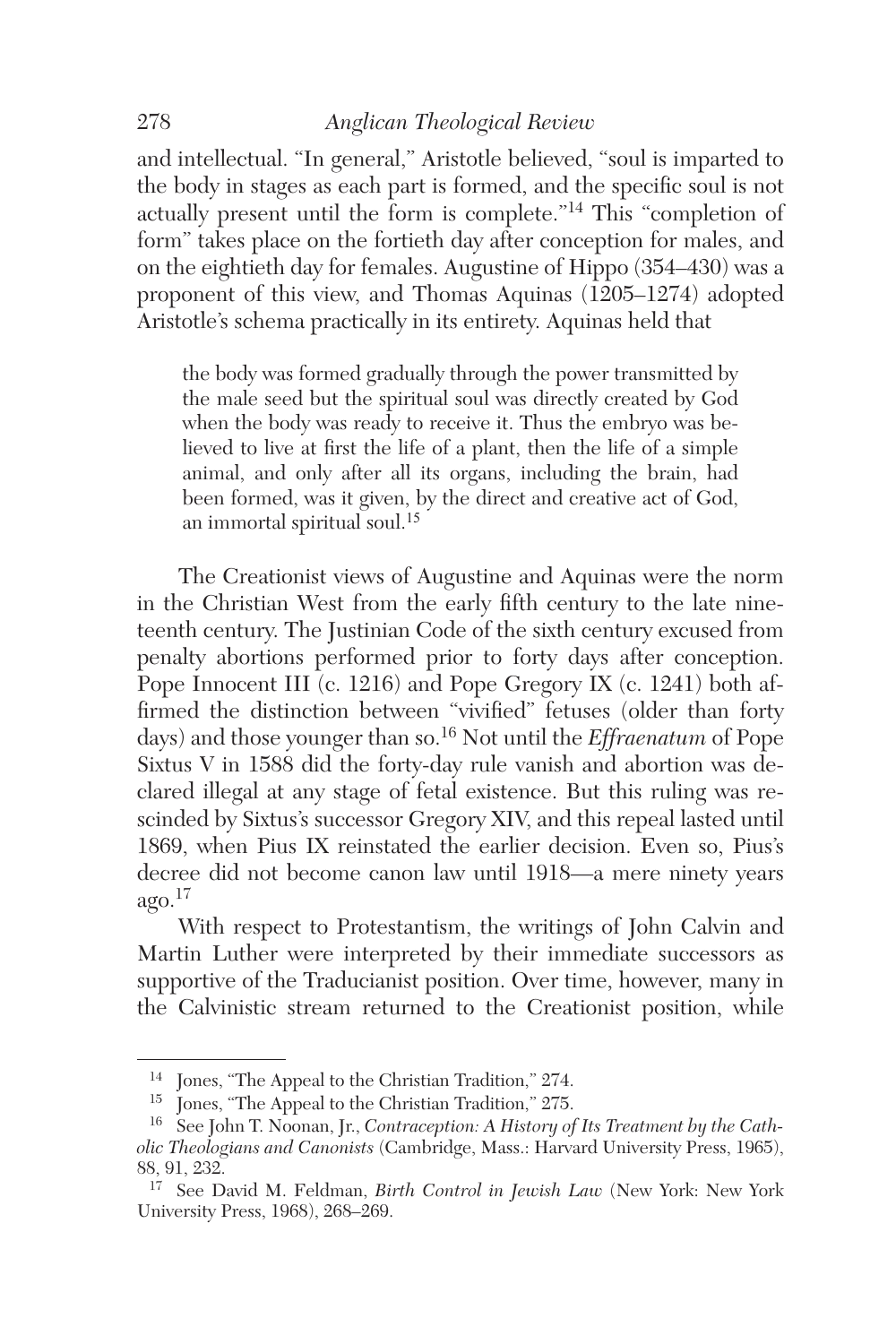and intellectual. "In general," Aristotle believed, "soul is imparted to the body in stages as each part is formed, and the specific soul is not actually present until the form is complete."[14] This "completion of form" takes place on the fortieth day after conception for males, and on the eightieth day for females. Augustine of Hippo (354–430) was a proponent of this view, and Thomas Aquinas (1205–1274) adopted Aristotle's schema practically in its entirety. Aquinas held that

> the body was formed gradually through the power transmitted by the male seed but the spiritual soul was directly created by God when the body was ready to receive it. Thus the embryo was believed to live at first the life of a plant, then the life of a simple animal, and only after all its organs, including the brain, had been formed, was it given, by the direct and creative act of God, an immortal spiritual soul.[15]

The Creationist views of Augustine and Aquinas were the norm in the Christian West from the early fifth century to the late nineteenth century. The Justinian Code of the sixth century excused from penalty abortions performed prior to forty days after conception. Pope Innocent III (c. 1216) and Pope Gregory IX (c. 1241) both affirmed the distinction between "vivified" fetuses (older than forty days) and those younger than so.[16] Not until the *Effraenatum* of Pope Sixtus V in 1588 did the forty-day rule vanish and abortion was declared illegal at any stage of fetal existence. But this ruling was rescinded by Sixtus's successor Gregory XIV, and this repeal lasted until 1869, when Pius IX reinstated the earlier decision. Even so, Pius's decree did not become canon law until 1918—a mere ninety years ago.[17]

With respect to Protestantism, the writings of John Calvin and Martin Luther were interpreted by their immediate successors as supportive of the Traducianist position. Over time, however, many in the Calvinistic stream returned to the Creationist position, while

---

[14] Jones, "The Appeal to the Christian Tradition," 274.

[15] Jones, "The Appeal to the Christian Tradition," 275.

[16] See John T. Noonan, Jr., *Contraception: A History of Its Treatment by the Catholic Theologians and Canonists* (Cambridge, Mass.: Harvard University Press, 1965), 88, 91, 232.

[17] See David M. Feldman, *Birth Control in Jewish Law* (New York: New York University Press, 1968), 268–269.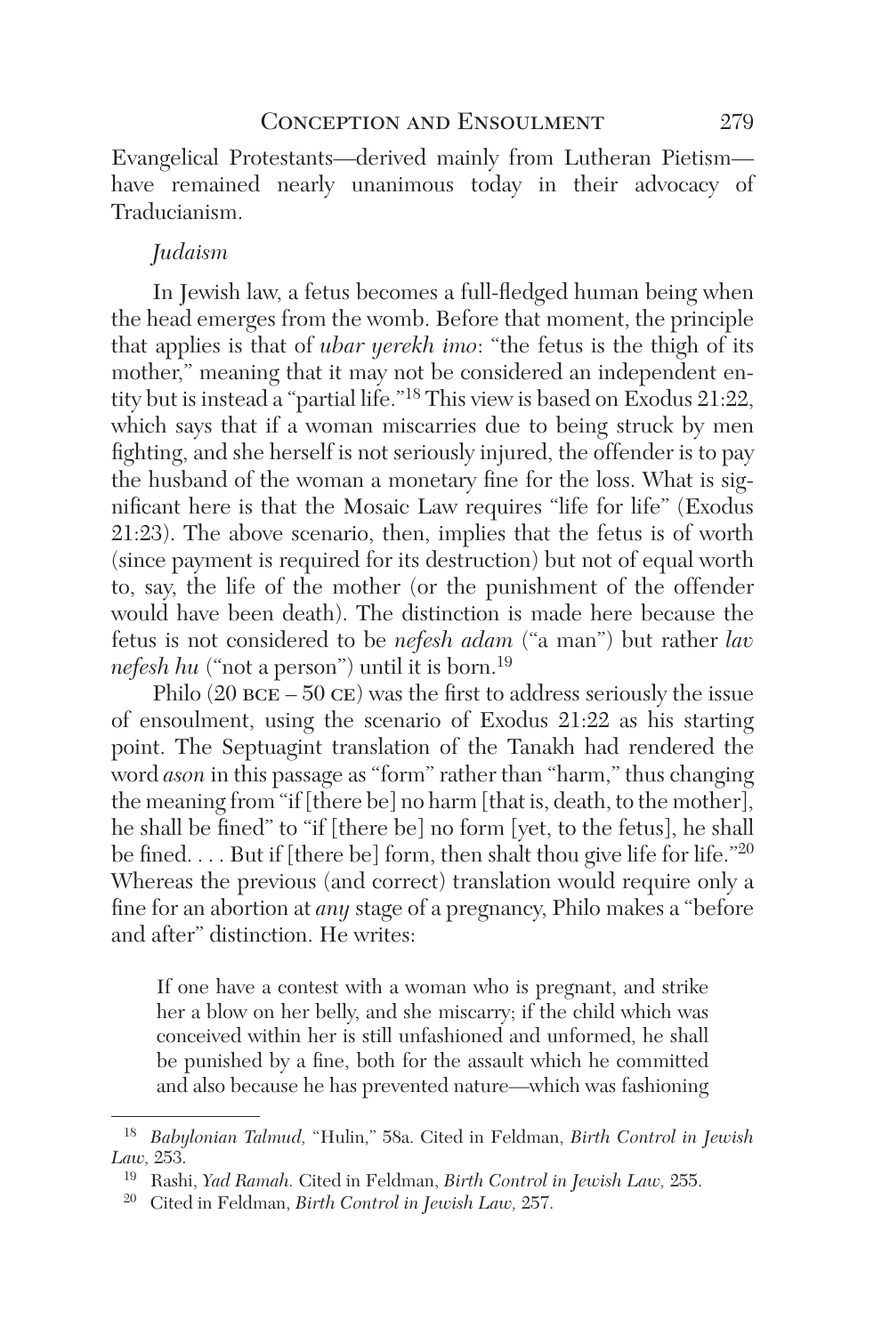Evangelical Protestants—derived mainly from Lutheran Pietism—have remained nearly unanimous today in their advocacy of Traducianism.

### *Judaism*

In Jewish law, a fetus becomes a full-fledged human being when the head emerges from the womb. Before that moment, the principle that applies is that of *ubar yerekh imo*: "the fetus is the thigh of its mother," meaning that it may not be considered an independent entity but is instead a "partial life."[18] This view is based on Exodus 21:22, which says that if a woman miscarries due to being struck by men fighting, and she herself is not seriously injured, the offender is to pay the husband of the woman a monetary fine for the loss. What is significant here is that the Mosaic Law requires "life for life" (Exodus 21:23). The above scenario, then, implies that the fetus is of worth (since payment is required for its destruction) but not of equal worth to, say, the life of the mother (or the punishment of the offender would have been death). The distinction is made here because the fetus is not considered to be *nefesh adam* ("a man") but rather *lav nefesh hu* ("not a person") until it is born.[19]

Philo (20 BCE – 50 CE) was the first to address seriously the issue of ensoulment, using the scenario of Exodus 21:22 as his starting point. The Septuagint translation of the Tanakh had rendered the word *ason* in this passage as "form" rather than "harm," thus changing the meaning from "if [there be] no harm [that is, death, to the mother], he shall be fined" to "if [there be] no form [yet, to the fetus], he shall be fined. . . . But if [there be] form, then shalt thou give life for life."[20] Whereas the previous (and correct) translation would require only a fine for an abortion at *any* stage of a pregnancy, Philo makes a "before and after" distinction. He writes:

> If one have a contest with a woman who is pregnant, and strike her a blow on her belly, and she miscarry; if the child which was conceived within her is still unfashioned and unformed, he shall be punished by a fine, both for the assault which he committed and also because he has prevented nature—which was fashioning

---

[18] *Babylonian Talmud,* "Hulin," 58a. Cited in Feldman, *Birth Control in Jewish Law,* 253.

[19] Rashi, *Yad Ramah.* Cited in Feldman, *Birth Control in Jewish Law,* 255.

[20] Cited in Feldman, *Birth Control in Jewish Law,* 257.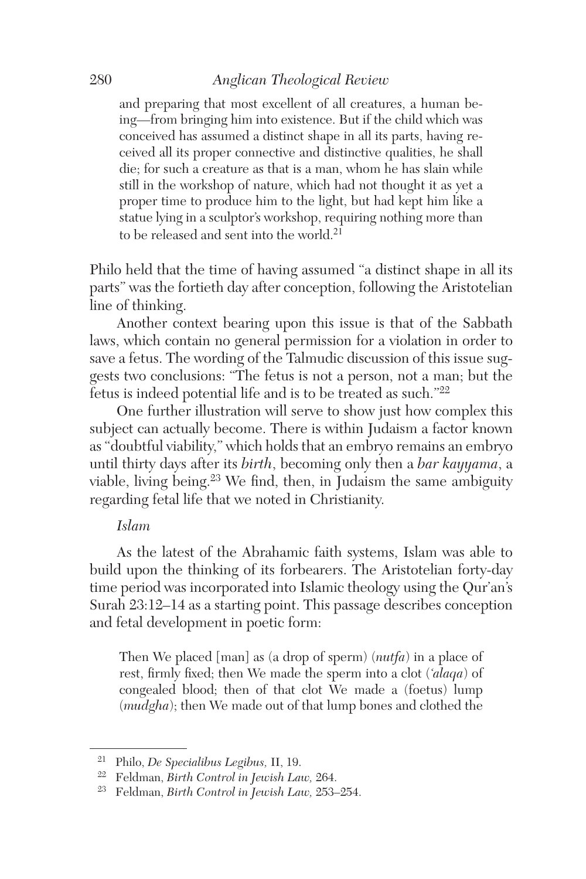> and preparing that most excellent of all creatures, a human being—from bringing him into existence. But if the child which was conceived has assumed a distinct shape in all its parts, having received all its proper connective and distinctive qualities, he shall die; for such a creature as that is a man, whom he has slain while still in the workshop of nature, which had not thought it as yet a proper time to produce him to the light, but had kept him like a statue lying in a sculptor's workshop, requiring nothing more than to be released and sent into the world.[21]

Philo held that the time of having assumed "a distinct shape in all its parts" was the fortieth day after conception, following the Aristotelian line of thinking.

Another context bearing upon this issue is that of the Sabbath laws, which contain no general permission for a violation in order to save a fetus. The wording of the Talmudic discussion of this issue suggests two conclusions: "The fetus is not a person, not a man; but the fetus is indeed potential life and is to be treated as such."[22]

One further illustration will serve to show just how complex this subject can actually become. There is within Judaism a factor known as "doubtful viability," which holds that an embryo remains an embryo until thirty days after its *birth*, becoming only then a *bar kayyama*, a viable, living being.[23] We find, then, in Judaism the same ambiguity regarding fetal life that we noted in Christianity.

*Islam*

As the latest of the Abrahamic faith systems, Islam was able to build upon the thinking of its forbearers. The Aristotelian forty-day time period was incorporated into Islamic theology using the Qur'an's Surah 23:12–14 as a starting point. This passage describes conception and fetal development in poetic form:

> Then We placed [man] as (a drop of sperm) (*nutfa*) in a place of rest, firmly fixed; then We made the sperm into a clot (*'alaqa*) of congealed blood; then of that clot We made a (foetus) lump (*mudgha*); then We made out of that lump bones and clothed the

---

[21] Philo, *De Specialibus Legibus,* II, 19.

[22] Feldman, *Birth Control in Jewish Law,* 264.

[23] Feldman, *Birth Control in Jewish Law,* 253–254.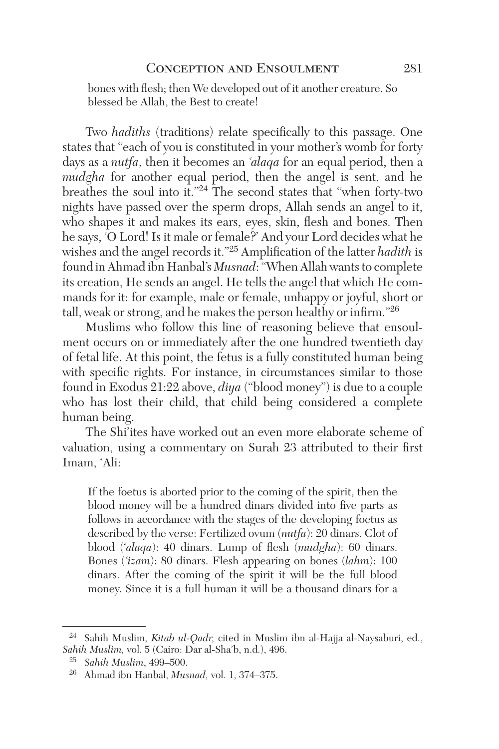> bones with flesh; then We developed out of it another creature. So blessed be Allah, the Best to create!

Two *hadiths* (traditions) relate specifically to this passage. One states that "each of you is constituted in your mother's womb for forty days as a *nutfa*, then it becomes an *'alaqa* for an equal period, then a *mudgha* for another equal period, then the angel is sent, and he breathes the soul into it."[24] The second states that "when forty-two nights have passed over the sperm drops, Allah sends an angel to it, who shapes it and makes its ears, eyes, skin, flesh and bones. Then he says, 'O Lord! Is it male or female?' And your Lord decides what he wishes and the angel records it."[25] Amplification of the latter *hadith* is found in Ahmad ibn Hanbal's *Musnad*: "When Allah wants to complete its creation, He sends an angel. He tells the angel that which He commands for it: for example, male or female, unhappy or joyful, short or tall, weak or strong, and he makes the person healthy or infirm."[26]

Muslims who follow this line of reasoning believe that ensoulment occurs on or immediately after the one hundred twentieth day of fetal life. At this point, the fetus is a fully constituted human being with specific rights. For instance, in circumstances similar to those found in Exodus 21:22 above, *diya* ("blood money") is due to a couple who has lost their child, that child being considered a complete human being.

The Shi'ites have worked out an even more elaborate scheme of valuation, using a commentary on Surah 23 attributed to their first Imam, 'Ali:

> If the foetus is aborted prior to the coming of the spirit, then the blood money will be a hundred dinars divided into five parts as follows in accordance with the stages of the developing foetus as described by the verse: Fertilized ovum (*nutfa*): 20 dinars. Clot of blood (*'alaqa*): 40 dinars. Lump of flesh (*mudgha*): 60 dinars. Bones (*'izam*): 80 dinars. Flesh appearing on bones (*lahm*): 100 dinars. After the coming of the spirit it will be the full blood money. Since it is a full human it will be a thousand dinars for a

---

[24] Sahih Muslim, *Kitab ul-Qadr,* cited in Muslim ibn al-Hajja al-Naysaburi, ed., *Sahih Muslim,* vol. 5 (Cairo: Dar al-Sha'b, n.d.), 496.

[25] *Sahih Muslim*, 499–500.

[26] Ahmad ibn Hanbal, *Musnad,* vol. 1, 374–375.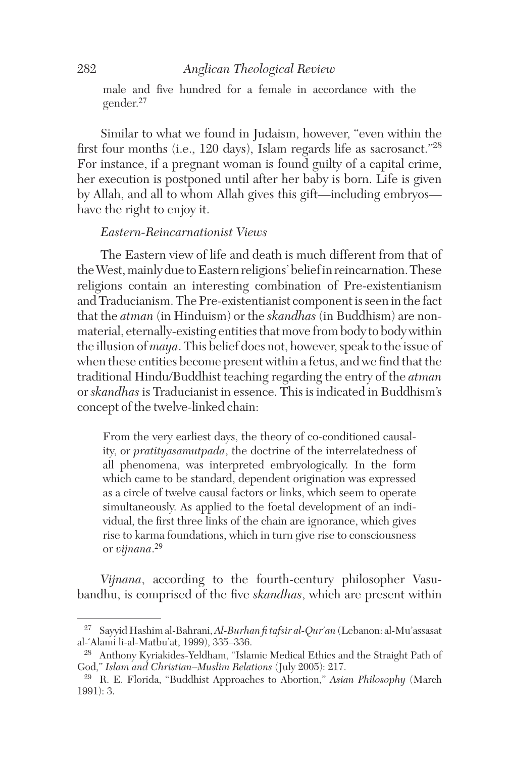male and five hundred for a female in accordance with the gender.[27]

Similar to what we found in Judaism, however, "even within the first four months (i.e., 120 days), Islam regards life as sacrosanct."[28] For instance, if a pregnant woman is found guilty of a capital crime, her execution is postponed until after her baby is born. Life is given by Allah, and all to whom Allah gives this gift—including embryos—have the right to enjoy it.

### *Eastern-Reincarnationist Views*

The Eastern view of life and death is much different from that of the West, mainly due to Eastern religions' belief in reincarnation. These religions contain an interesting combination of Pre-existentianism and Traducianism. The Pre-existentianist component is seen in the fact that the *atman* (in Hinduism) or the *skandhas* (in Buddhism) are non-material, eternally-existing entities that move from body to body within the illusion of *maya*. This belief does not, however, speak to the issue of when these entities become present within a fetus, and we find that the traditional Hindu/Buddhist teaching regarding the entry of the *atman* or *skandhas* is Traducianist in essence. This is indicated in Buddhism's concept of the twelve-linked chain:

> From the very earliest days, the theory of co-conditioned causality, or *pratityasamutpada*, the doctrine of the interrelatedness of all phenomena, was interpreted embryologically. In the form which came to be standard, dependent origination was expressed as a circle of twelve causal factors or links, which seem to operate simultaneously. As applied to the foetal development of an individual, the first three links of the chain are ignorance, which gives rise to karma foundations, which in turn give rise to consciousness or *vijnana*.[29]

*Vijnana*, according to the fourth-century philosopher Vasubandhu, is comprised of the five *skandhas*, which are present within

---

[27] Sayyid Hashim al-Bahrani, *Al-Burhan fi tafsir al-Qur'an* (Lebanon: al-Mu'assasat al-'Alami li-al-Matbu'at, 1999), 335–336.

[28] Anthony Kyriakides-Yeldham, "Islamic Medical Ethics and the Straight Path of God," *Islam and Christian–Muslim Relations* (July 2005): 217.

[29] R. E. Florida, "Buddhist Approaches to Abortion," *Asian Philosophy* (March 1991): 3.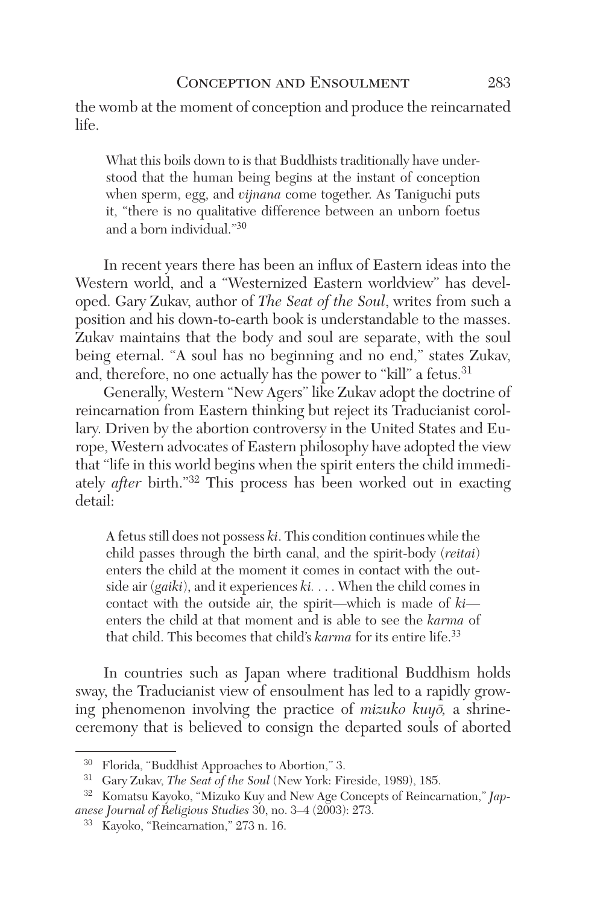the womb at the moment of conception and produce the reincarnated life.

> What this boils down to is that Buddhists traditionally have understood that the human being begins at the instant of conception when sperm, egg, and *vijnana* come together. As Taniguchi puts it, "there is no qualitative difference between an unborn foetus and a born individual."[30]

In recent years there has been an influx of Eastern ideas into the Western world, and a "Westernized Eastern worldview" has developed. Gary Zukav, author of *The Seat of the Soul*, writes from such a position and his down-to-earth book is understandable to the masses. Zukav maintains that the body and soul are separate, with the soul being eternal. "A soul has no beginning and no end," states Zukav, and, therefore, no one actually has the power to "kill" a fetus.[31]

Generally, Western "New Agers" like Zukav adopt the doctrine of reincarnation from Eastern thinking but reject its Traducianist corollary. Driven by the abortion controversy in the United States and Europe, Western advocates of Eastern philosophy have adopted the view that "life in this world begins when the spirit enters the child immediately *after* birth."[32] This process has been worked out in exacting detail:

> A fetus still does not possess *ki*. This condition continues while the child passes through the birth canal, and the spirit-body (*reitai*) enters the child at the moment it comes in contact with the outside air (*gaiki*), and it experiences *ki*. . . . When the child comes in contact with the outside air, the spirit—which is made of *ki*—enters the child at that moment and is able to see the *karma* of that child. This becomes that child's *karma* for its entire life.[33]

In countries such as Japan where traditional Buddhism holds sway, the Traducianist view of ensoulment has led to a rapidly growing phenomenon involving the practice of *mizuko kuyō,* a shrine-ceremony that is believed to consign the departed souls of aborted

---

[30] Florida, "Buddhist Approaches to Abortion," 3.

[31] Gary Zukav, *The Seat of the Soul* (New York: Fireside, 1989), 185.

[32] Komatsu Kayoko, "Mizuko Kuy and New Age Concepts of Reincarnation," *Japanese Journal of Religious Studies* 30, no. 3–4 (2003): 273.

[33] Kayoko, "Reincarnation," 273 n. 16.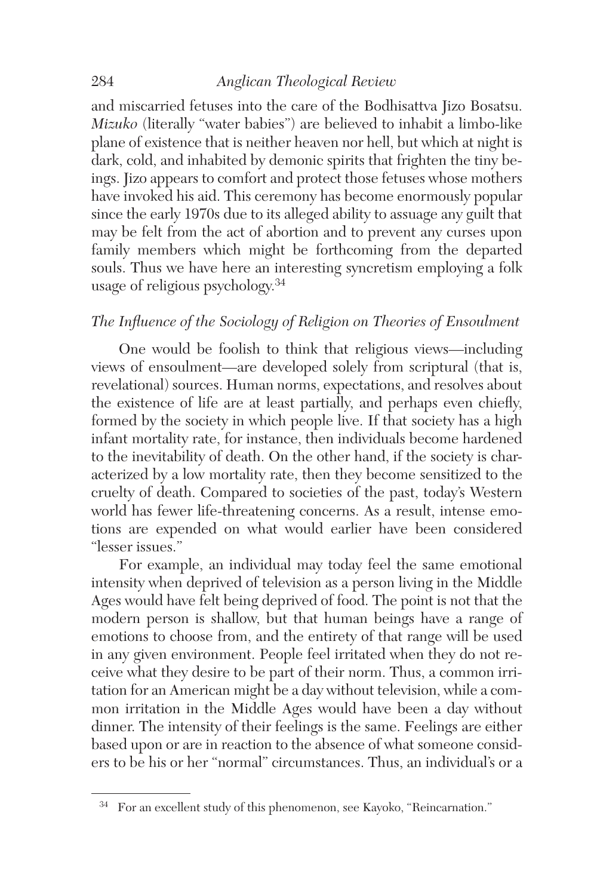and miscarried fetuses into the care of the Bodhisattva Jizo Bosatsu. *Mizuko* (literally "water babies") are believed to inhabit a limbo-like plane of existence that is neither heaven nor hell, but which at night is dark, cold, and inhabited by demonic spirits that frighten the tiny beings. Jizo appears to comfort and protect those fetuses whose mothers have invoked his aid. This ceremony has become enormously popular since the early 1970s due to its alleged ability to assuage any guilt that may be felt from the act of abortion and to prevent any curses upon family members which might be forthcoming from the departed souls. Thus we have here an interesting syncretism employing a folk usage of religious psychology.[34]

### *The Influence of the Sociology of Religion on Theories of Ensoulment*

One would be foolish to think that religious views—including views of ensoulment—are developed solely from scriptural (that is, revelational) sources. Human norms, expectations, and resolves about the existence of life are at least partially, and perhaps even chiefly, formed by the society in which people live. If that society has a high infant mortality rate, for instance, then individuals become hardened to the inevitability of death. On the other hand, if the society is characterized by a low mortality rate, then they become sensitized to the cruelty of death. Compared to societies of the past, today's Western world has fewer life-threatening concerns. As a result, intense emotions are expended on what would earlier have been considered "lesser issues."

For example, an individual may today feel the same emotional intensity when deprived of television as a person living in the Middle Ages would have felt being deprived of food. The point is not that the modern person is shallow, but that human beings have a range of emotions to choose from, and the entirety of that range will be used in any given environment. People feel irritated when they do not receive what they desire to be part of their norm. Thus, a common irritation for an American might be a day without television, while a common irritation in the Middle Ages would have been a day without dinner. The intensity of their feelings is the same. Feelings are either based upon or are in reaction to the absence of what someone considers to be his or her "normal" circumstances. Thus, an individual's or a

---

[34] For an excellent study of this phenomenon, see Kayoko, "Reincarnation."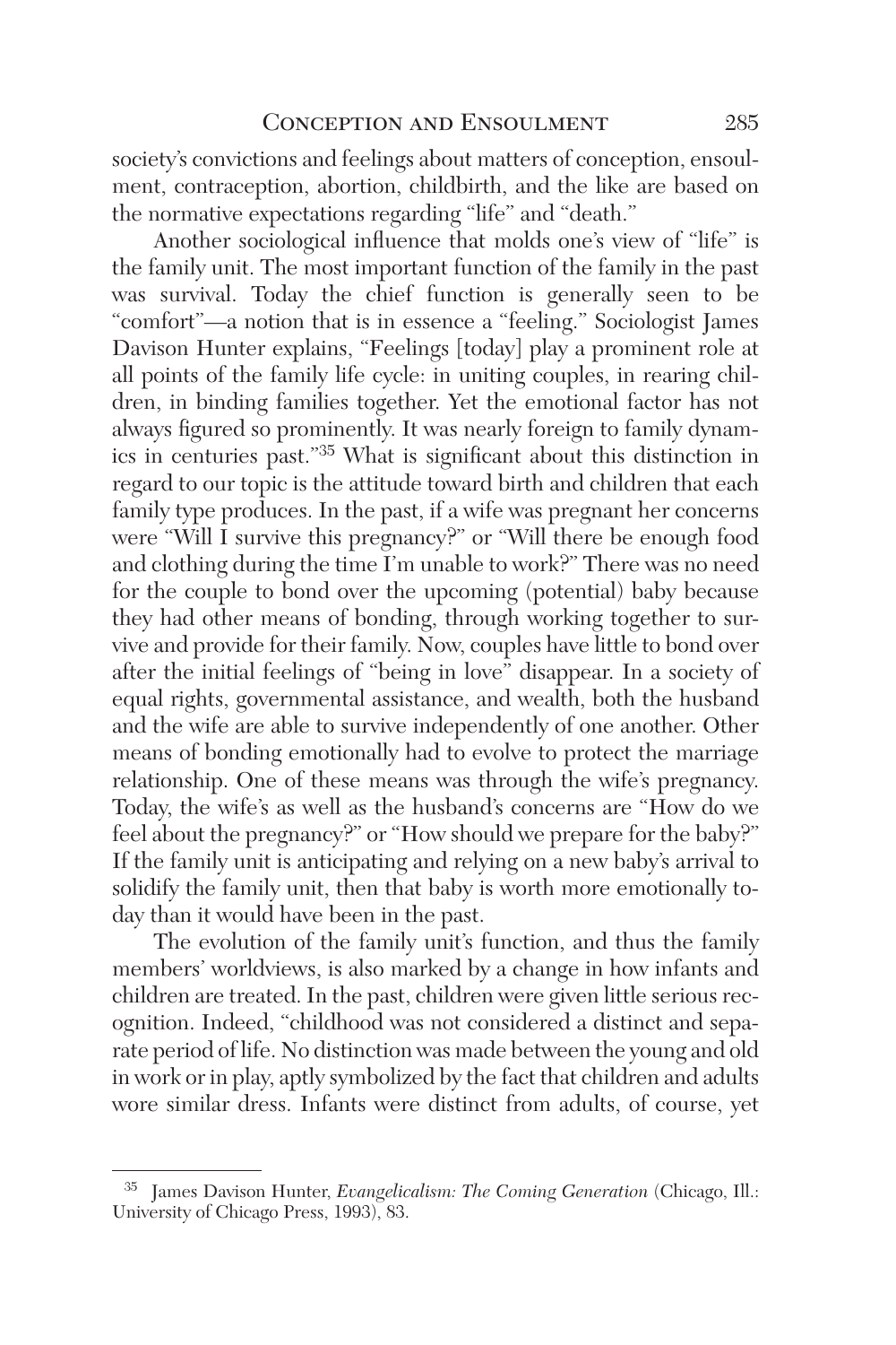society's convictions and feelings about matters of conception, ensoulment, contraception, abortion, childbirth, and the like are based on the normative expectations regarding "life" and "death."

Another sociological influence that molds one's view of "life" is the family unit. The most important function of the family in the past was survival. Today the chief function is generally seen to be "comfort"—a notion that is in essence a "feeling." Sociologist James Davison Hunter explains, "Feelings [today] play a prominent role at all points of the family life cycle: in uniting couples, in rearing children, in binding families together. Yet the emotional factor has not always figured so prominently. It was nearly foreign to family dynamics in centuries past."[35] What is significant about this distinction in regard to our topic is the attitude toward birth and children that each family type produces. In the past, if a wife was pregnant her concerns were "Will I survive this pregnancy?" or "Will there be enough food and clothing during the time I'm unable to work?" There was no need for the couple to bond over the upcoming (potential) baby because they had other means of bonding, through working together to survive and provide for their family. Now, couples have little to bond over after the initial feelings of "being in love" disappear. In a society of equal rights, governmental assistance, and wealth, both the husband and the wife are able to survive independently of one another. Other means of bonding emotionally had to evolve to protect the marriage relationship. One of these means was through the wife's pregnancy. Today, the wife's as well as the husband's concerns are "How do we feel about the pregnancy?" or "How should we prepare for the baby?" If the family unit is anticipating and relying on a new baby's arrival to solidify the family unit, then that baby is worth more emotionally today than it would have been in the past.

The evolution of the family unit's function, and thus the family members' worldviews, is also marked by a change in how infants and children are treated. In the past, children were given little serious recognition. Indeed, "childhood was not considered a distinct and separate period of life. No distinction was made between the young and old in work or in play, aptly symbolized by the fact that children and adults wore similar dress. Infants were distinct from adults, of course, yet

---

[35] James Davison Hunter, *Evangelicalism: The Coming Generation* (Chicago, Ill.: University of Chicago Press, 1993), 83.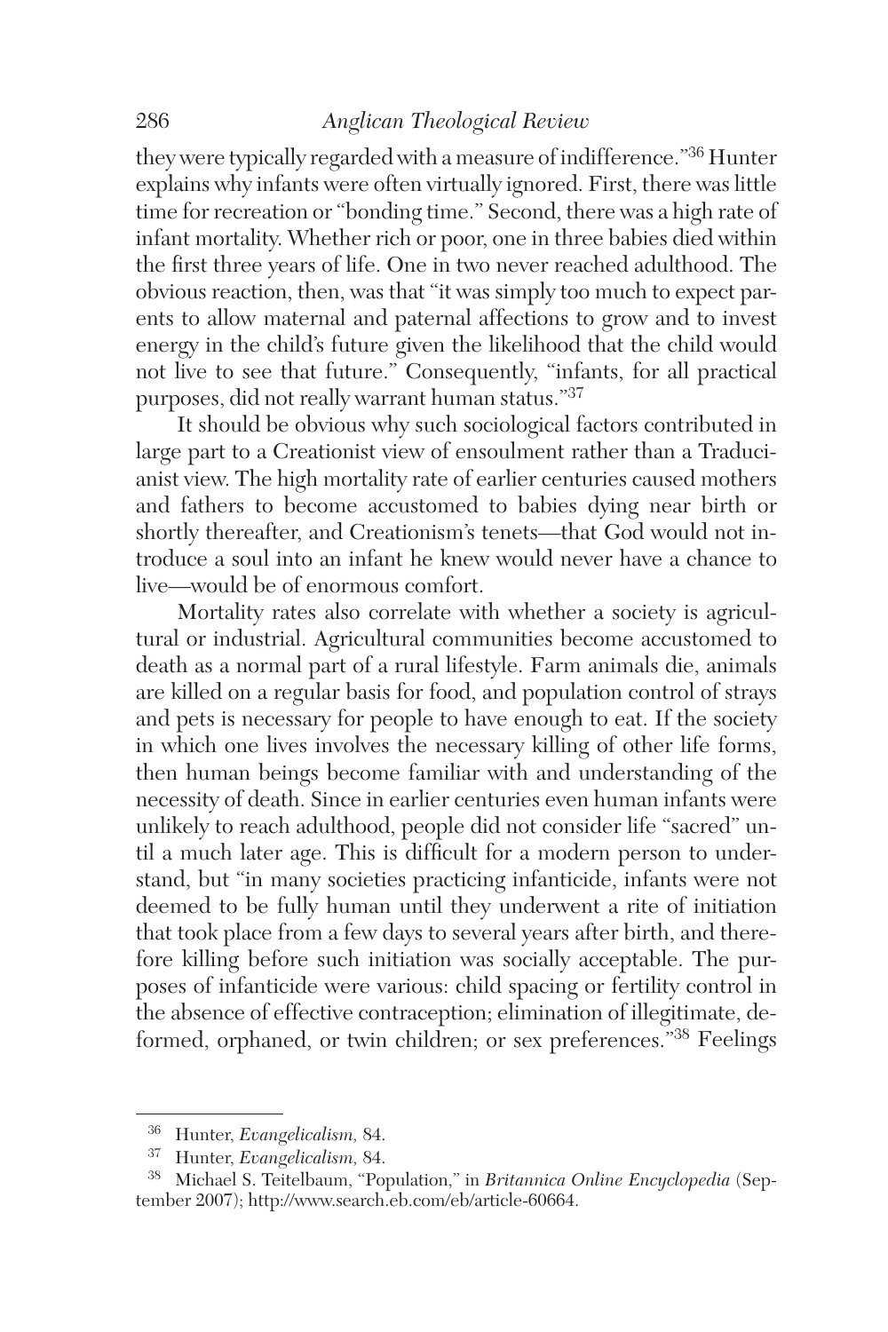they were typically regarded with a measure of indifference."[36] Hunter explains why infants were often virtually ignored. First, there was little time for recreation or "bonding time." Second, there was a high rate of infant mortality. Whether rich or poor, one in three babies died within the first three years of life. One in two never reached adulthood. The obvious reaction, then, was that "it was simply too much to expect parents to allow maternal and paternal affections to grow and to invest energy in the child's future given the likelihood that the child would not live to see that future." Consequently, "infants, for all practical purposes, did not really warrant human status."[37]

It should be obvious why such sociological factors contributed in large part to a Creationist view of ensoulment rather than a Traducianist view. The high mortality rate of earlier centuries caused mothers and fathers to become accustomed to babies dying near birth or shortly thereafter, and Creationism's tenets—that God would not introduce a soul into an infant he knew would never have a chance to live—would be of enormous comfort.

Mortality rates also correlate with whether a society is agricultural or industrial. Agricultural communities become accustomed to death as a normal part of a rural lifestyle. Farm animals die, animals are killed on a regular basis for food, and population control of strays and pets is necessary for people to have enough to eat. If the society in which one lives involves the necessary killing of other life forms, then human beings become familiar with and understanding of the necessity of death. Since in earlier centuries even human infants were unlikely to reach adulthood, people did not consider life "sacred" until a much later age. This is difficult for a modern person to understand, but "in many societies practicing infanticide, infants were not deemed to be fully human until they underwent a rite of initiation that took place from a few days to several years after birth, and therefore killing before such initiation was socially acceptable. The purposes of infanticide were various: child spacing or fertility control in the absence of effective contraception; elimination of illegitimate, deformed, orphaned, or twin children; or sex preferences."[38] Feelings

---

[36] Hunter, *Evangelicalism,* 84.

[37] Hunter, *Evangelicalism,* 84.

[38] Michael S. Teitelbaum, "Population," in *Britannica Online Encyclopedia* (September 2007); http://www.search.eb.com/eb/article-60664.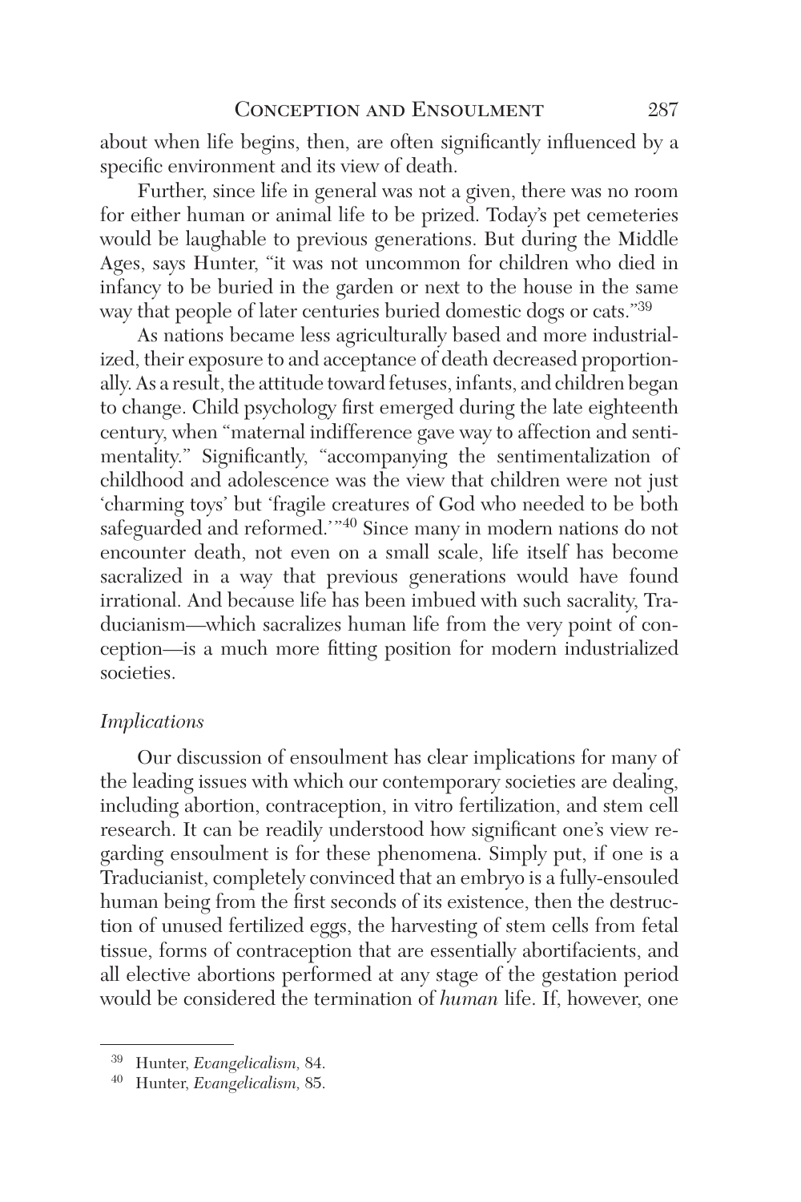about when life begins, then, are often significantly influenced by a specific environment and its view of death.

Further, since life in general was not a given, there was no room for either human or animal life to be prized. Today's pet cemeteries would be laughable to previous generations. But during the Middle Ages, says Hunter, "it was not uncommon for children who died in infancy to be buried in the garden or next to the house in the same way that people of later centuries buried domestic dogs or cats."[39]

As nations became less agriculturally based and more industrialized, their exposure to and acceptance of death decreased proportionally. As a result, the attitude toward fetuses, infants, and children began to change. Child psychology first emerged during the late eighteenth century, when "maternal indifference gave way to affection and sentimentality." Significantly, "accompanying the sentimentalization of childhood and adolescence was the view that children were not just 'charming toys' but 'fragile creatures of God who needed to be both safeguarded and reformed.'"[40] Since many in modern nations do not encounter death, not even on a small scale, life itself has become sacralized in a way that previous generations would have found irrational. And because life has been imbued with such sacrality, Traducianism—which sacralizes human life from the very point of conception—is a much more fitting position for modern industrialized societies.

*Implications*

Our discussion of ensoulment has clear implications for many of the leading issues with which our contemporary societies are dealing, including abortion, contraception, in vitro fertilization, and stem cell research. It can be readily understood how significant one's view regarding ensoulment is for these phenomena. Simply put, if one is a Traducianist, completely convinced that an embryo is a fully-ensouled human being from the first seconds of its existence, then the destruction of unused fertilized eggs, the harvesting of stem cells from fetal tissue, forms of contraception that are essentially abortifacients, and all elective abortions performed at any stage of the gestation period would be considered the termination of *human* life. If, however, one

---

[39] Hunter, *Evangelicalism,* 84.

[40] Hunter, *Evangelicalism,* 85.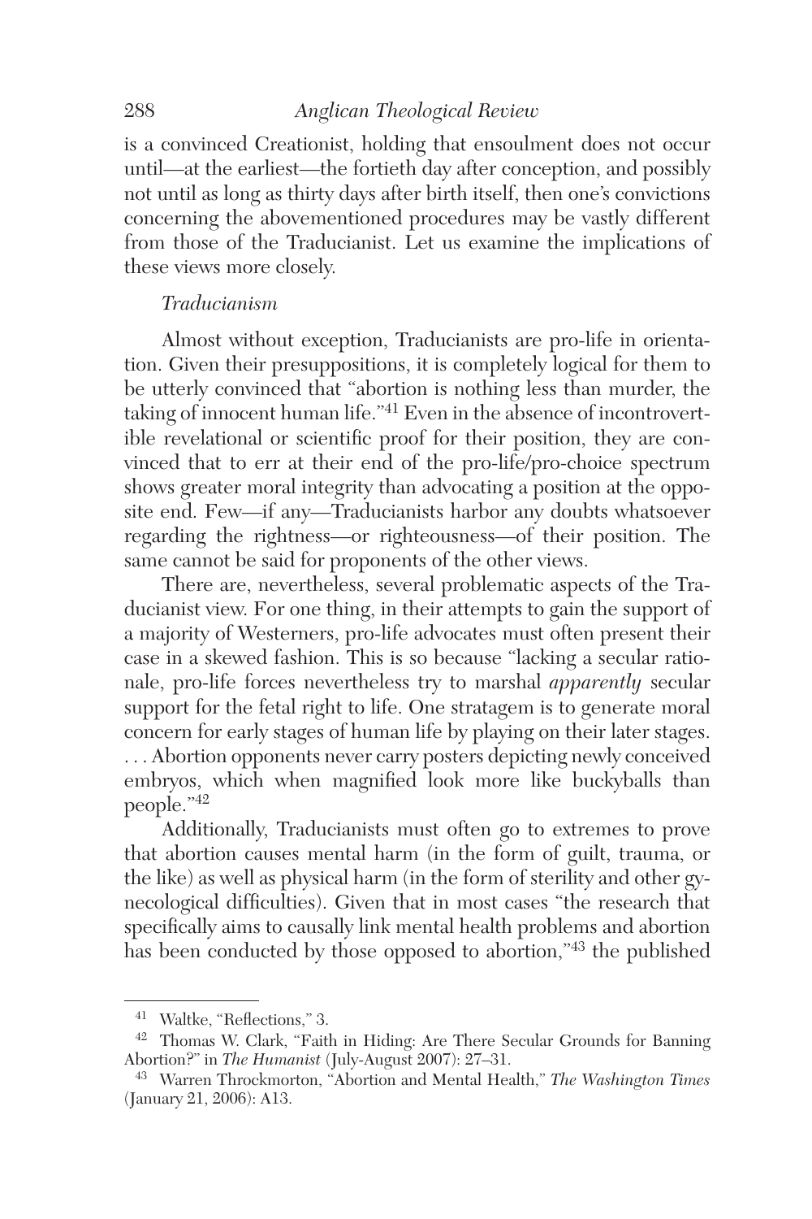is a convinced Creationist, holding that ensoulment does not occur until—at the earliest—the fortieth day after conception, and possibly not until as long as thirty days after birth itself, then one's convictions concerning the abovementioned procedures may be vastly different from those of the Traducianist. Let us examine the implications of these views more closely.

*Traducianism*

Almost without exception, Traducianists are pro-life in orientation. Given their presuppositions, it is completely logical for them to be utterly convinced that "abortion is nothing less than murder, the taking of innocent human life."[41] Even in the absence of incontrovertible revelational or scientific proof for their position, they are convinced that to err at their end of the pro-life/pro-choice spectrum shows greater moral integrity than advocating a position at the opposite end. Few—if any—Traducianists harbor any doubts whatsoever regarding the rightness—or righteousness—of their position. The same cannot be said for proponents of the other views.

There are, nevertheless, several problematic aspects of the Traducianist view. For one thing, in their attempts to gain the support of a majority of Westerners, pro-life advocates must often present their case in a skewed fashion. This is so because "lacking a secular rationale, pro-life forces nevertheless try to marshal *apparently* secular support for the fetal right to life. One stratagem is to generate moral concern for early stages of human life by playing on their later stages. . . . Abortion opponents never carry posters depicting newly conceived embryos, which when magnified look more like buckyballs than people."[42]

Additionally, Traducianists must often go to extremes to prove that abortion causes mental harm (in the form of guilt, trauma, or the like) as well as physical harm (in the form of sterility and other gynecological difficulties). Given that in most cases "the research that specifically aims to causally link mental health problems and abortion has been conducted by those opposed to abortion,"[43] the published

---

[41] Waltke, "Reflections," 3.

[42] Thomas W. Clark, "Faith in Hiding: Are There Secular Grounds for Banning Abortion?" in *The Humanist* (July-August 2007): 27–31.

[43] Warren Throckmorton, "Abortion and Mental Health," *The Washington Times* (January 21, 2006): A13.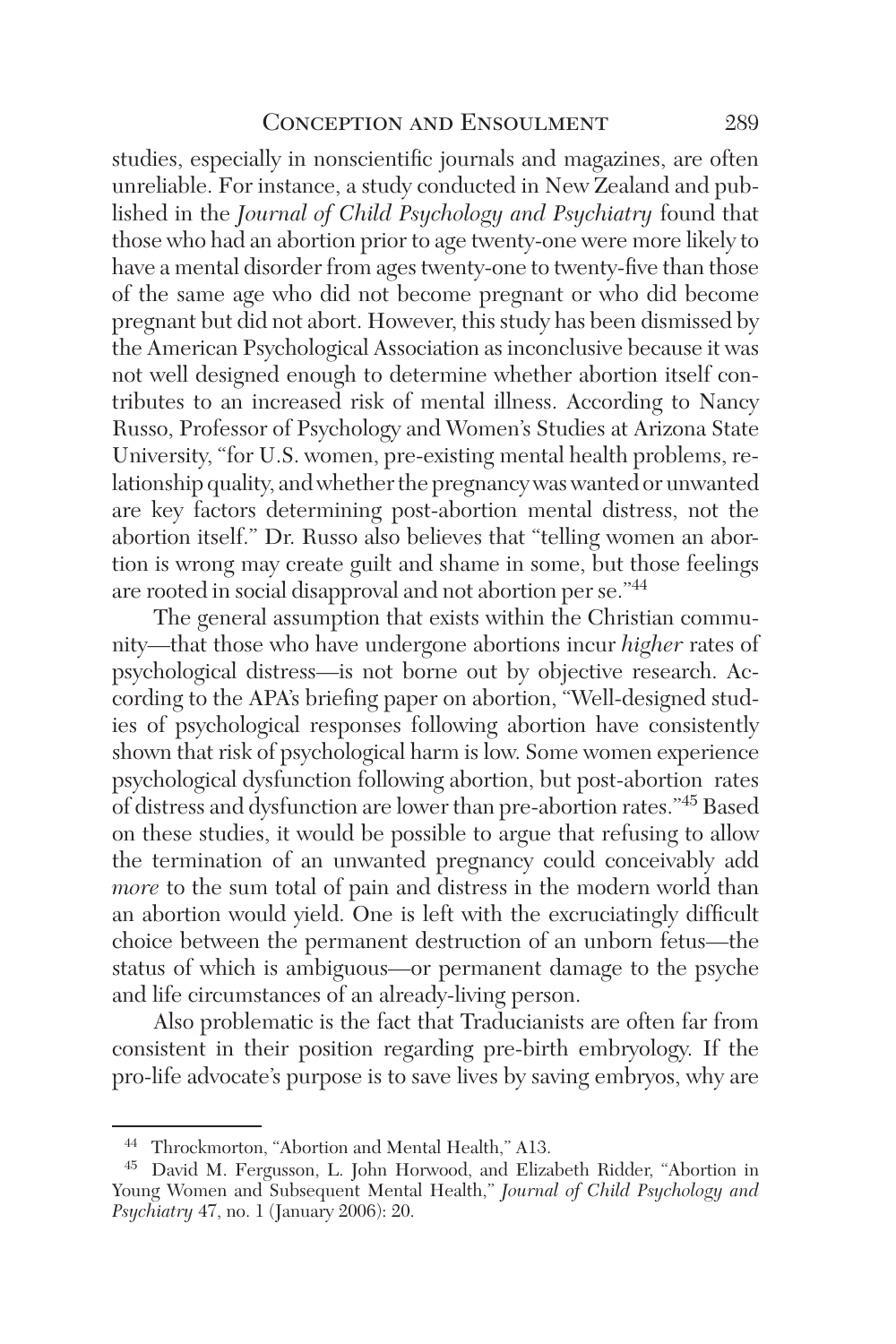studies, especially in nonscientific journals and magazines, are often unreliable. For instance, a study conducted in New Zealand and published in the *Journal of Child Psychology and Psychiatry* found that those who had an abortion prior to age twenty-one were more likely to have a mental disorder from ages twenty-one to twenty-five than those of the same age who did not become pregnant or who did become pregnant but did not abort. However, this study has been dismissed by the American Psychological Association as inconclusive because it was not well designed enough to determine whether abortion itself contributes to an increased risk of mental illness. According to Nancy Russo, Professor of Psychology and Women's Studies at Arizona State University, "for U.S. women, pre-existing mental health problems, relationship quality, and whether the pregnancy was wanted or unwanted are key factors determining post-abortion mental distress, not the abortion itself." Dr. Russo also believes that "telling women an abortion is wrong may create guilt and shame in some, but those feelings are rooted in social disapproval and not abortion per se."[44]

The general assumption that exists within the Christian community—that those who have undergone abortions incur *higher* rates of psychological distress—is not borne out by objective research. According to the APA's briefing paper on abortion, "Well-designed studies of psychological responses following abortion have consistently shown that risk of psychological harm is low. Some women experience psychological dysfunction following abortion, but post-abortion rates of distress and dysfunction are lower than pre-abortion rates."[45] Based on these studies, it would be possible to argue that refusing to allow the termination of an unwanted pregnancy could conceivably add *more* to the sum total of pain and distress in the modern world than an abortion would yield. One is left with the excruciatingly difficult choice between the permanent destruction of an unborn fetus—the status of which is ambiguous—or permanent damage to the psyche and life circumstances of an already-living person.

Also problematic is the fact that Traducianists are often far from consistent in their position regarding pre-birth embryology. If the pro-life advocate's purpose is to save lives by saving embryos, why are

---

[44] Throckmorton, "Abortion and Mental Health," A13.

[45] David M. Fergusson, L. John Horwood, and Elizabeth Ridder, "Abortion in Young Women and Subsequent Mental Health," *Journal of Child Psychology and Psychiatry* 47, no. 1 (January 2006): 20.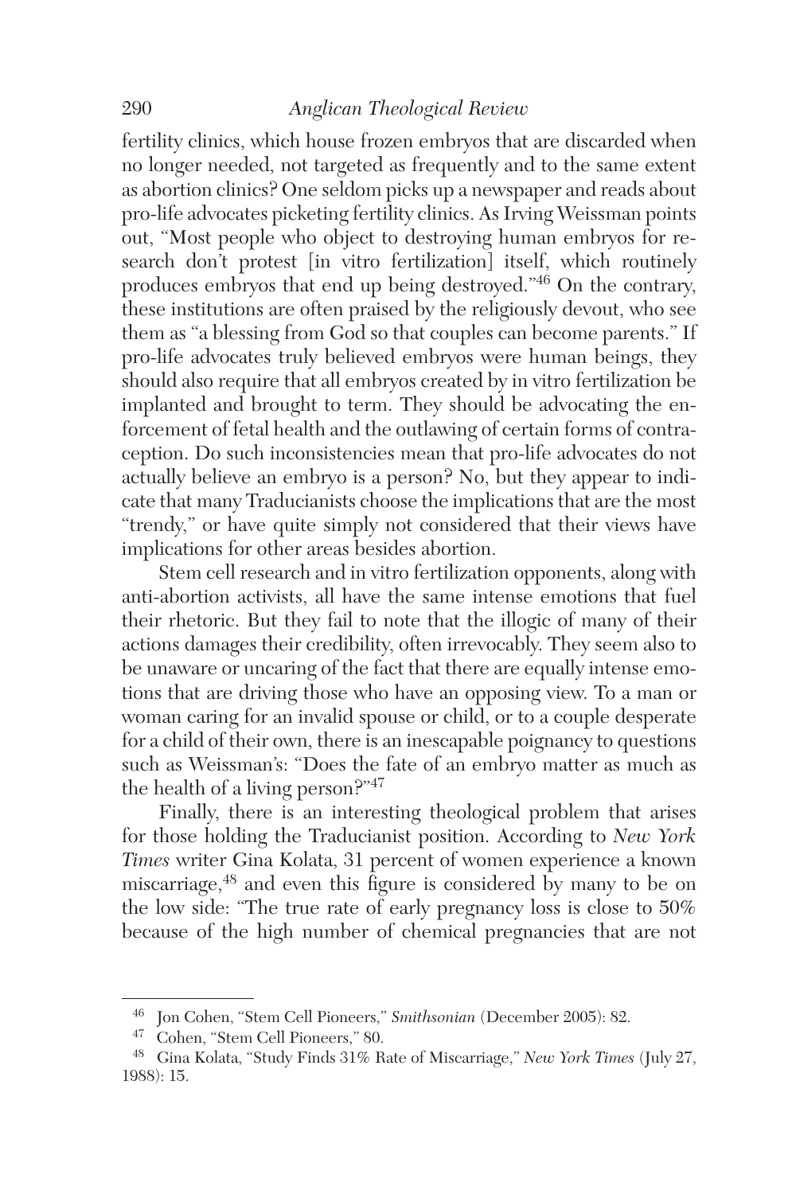fertility clinics, which house frozen embryos that are discarded when no longer needed, not targeted as frequently and to the same extent as abortion clinics? One seldom picks up a newspaper and reads about pro-life advocates picketing fertility clinics. As Irving Weissman points out, "Most people who object to destroying human embryos for research don't protest [in vitro fertilization] itself, which routinely produces embryos that end up being destroyed."[46] On the contrary, these institutions are often praised by the religiously devout, who see them as "a blessing from God so that couples can become parents." If pro-life advocates truly believed embryos were human beings, they should also require that all embryos created by in vitro fertilization be implanted and brought to term. They should be advocating the enforcement of fetal health and the outlawing of certain forms of contraception. Do such inconsistencies mean that pro-life advocates do not actually believe an embryo is a person? No, but they appear to indicate that many Traducianists choose the implications that are the most "trendy," or have quite simply not considered that their views have implications for other areas besides abortion.

Stem cell research and in vitro fertilization opponents, along with anti-abortion activists, all have the same intense emotions that fuel their rhetoric. But they fail to note that the illogic of many of their actions damages their credibility, often irrevocably. They seem also to be unaware or uncaring of the fact that there are equally intense emotions that are driving those who have an opposing view. To a man or woman caring for an invalid spouse or child, or to a couple desperate for a child of their own, there is an inescapable poignancy to questions such as Weissman's: "Does the fate of an embryo matter as much as the health of a living person?"[47]

Finally, there is an interesting theological problem that arises for those holding the Traducianist position. According to *New York Times* writer Gina Kolata, 31 percent of women experience a known miscarriage,[48] and even this figure is considered by many to be on the low side: "The true rate of early pregnancy loss is close to 50% because of the high number of chemical pregnancies that are not

---

[46] Jon Cohen, "Stem Cell Pioneers," *Smithsonian* (December 2005): 82.

[47] Cohen, "Stem Cell Pioneers," 80.

[48] Gina Kolata, "Study Finds 31% Rate of Miscarriage," *New York Times* (July 27, 1988): 15.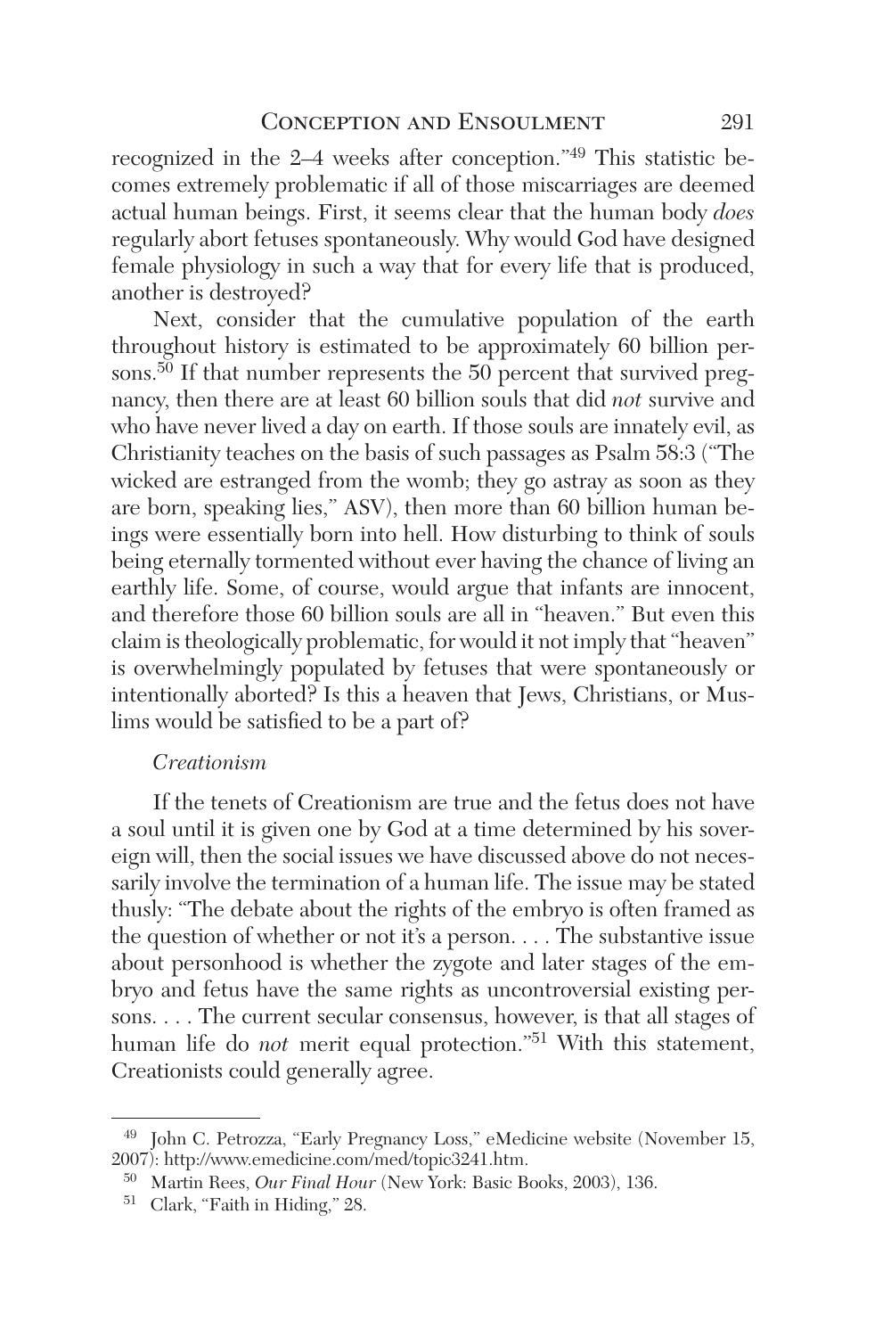recognized in the 2–4 weeks after conception."[49] This statistic becomes extremely problematic if all of those miscarriages are deemed actual human beings. First, it seems clear that the human body *does* regularly abort fetuses spontaneously. Why would God have designed female physiology in such a way that for every life that is produced, another is destroyed?

Next, consider that the cumulative population of the earth throughout history is estimated to be approximately 60 billion persons.[50] If that number represents the 50 percent that survived pregnancy, then there are at least 60 billion souls that did *not* survive and who have never lived a day on earth. If those souls are innately evil, as Christianity teaches on the basis of such passages as Psalm 58:3 ("The wicked are estranged from the womb; they go astray as soon as they are born, speaking lies," ASV), then more than 60 billion human beings were essentially born into hell. How disturbing to think of souls being eternally tormented without ever having the chance of living an earthly life. Some, of course, would argue that infants are innocent, and therefore those 60 billion souls are all in "heaven." But even this claim is theologically problematic, for would it not imply that "heaven" is overwhelmingly populated by fetuses that were spontaneously or intentionally aborted? Is this a heaven that Jews, Christians, or Muslims would be satisfied to be a part of?

### *Creationism*

If the tenets of Creationism are true and the fetus does not have a soul until it is given one by God at a time determined by his sovereign will, then the social issues we have discussed above do not necessarily involve the termination of a human life. The issue may be stated thusly: "The debate about the rights of the embryo is often framed as the question of whether or not it's a person. . . . The substantive issue about personhood is whether the zygote and later stages of the embryo and fetus have the same rights as uncontroversial existing persons. . . . The current secular consensus, however, is that all stages of human life do *not* merit equal protection."[51] With this statement, Creationists could generally agree.

---

[49] John C. Petrozza, "Early Pregnancy Loss," eMedicine website (November 15, 2007): http://www.emedicine.com/med/topic3241.htm.

[50] Martin Rees, *Our Final Hour* (New York: Basic Books, 2003), 136.

[51] Clark, "Faith in Hiding," 28.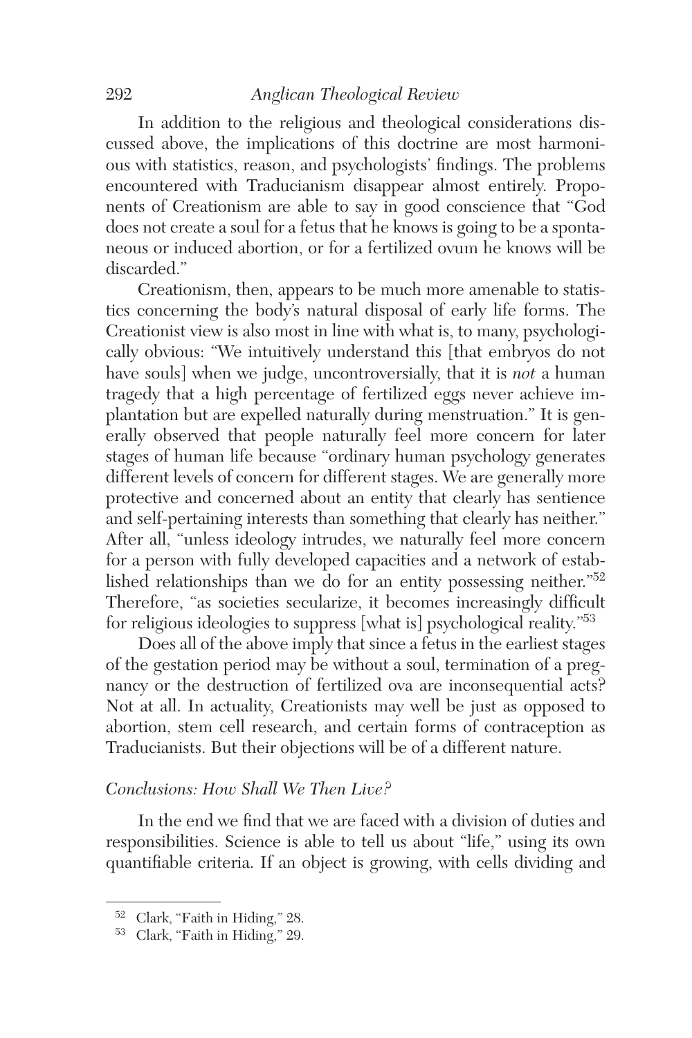In addition to the religious and theological considerations discussed above, the implications of this doctrine are most harmonious with statistics, reason, and psychologists' findings. The problems encountered with Traducianism disappear almost entirely. Proponents of Creationism are able to say in good conscience that "God does not create a soul for a fetus that he knows is going to be a spontaneous or induced abortion, or for a fertilized ovum he knows will be discarded."

Creationism, then, appears to be much more amenable to statistics concerning the body's natural disposal of early life forms. The Creationist view is also most in line with what is, to many, psychologically obvious: "We intuitively understand this [that embryos do not have souls] when we judge, uncontroversially, that it is *not* a human tragedy that a high percentage of fertilized eggs never achieve implantation but are expelled naturally during menstruation." It is generally observed that people naturally feel more concern for later stages of human life because "ordinary human psychology generates different levels of concern for different stages. We are generally more protective and concerned about an entity that clearly has sentience and self-pertaining interests than something that clearly has neither." After all, "unless ideology intrudes, we naturally feel more concern for a person with fully developed capacities and a network of established relationships than we do for an entity possessing neither."[52] Therefore, "as societies secularize, it becomes increasingly difficult for religious ideologies to suppress [what is] psychological reality."[53]

Does all of the above imply that since a fetus in the earliest stages of the gestation period may be without a soul, termination of a pregnancy or the destruction of fertilized ova are inconsequential acts? Not at all. In actuality, Creationists may well be just as opposed to abortion, stem cell research, and certain forms of contraception as Traducianists. But their objections will be of a different nature.

### *Conclusions: How Shall We Then Live?*

In the end we find that we are faced with a division of duties and responsibilities. Science is able to tell us about "life," using its own quantifiable criteria. If an object is growing, with cells dividing and

---

[52] Clark, "Faith in Hiding," 28.

[53] Clark, "Faith in Hiding," 29.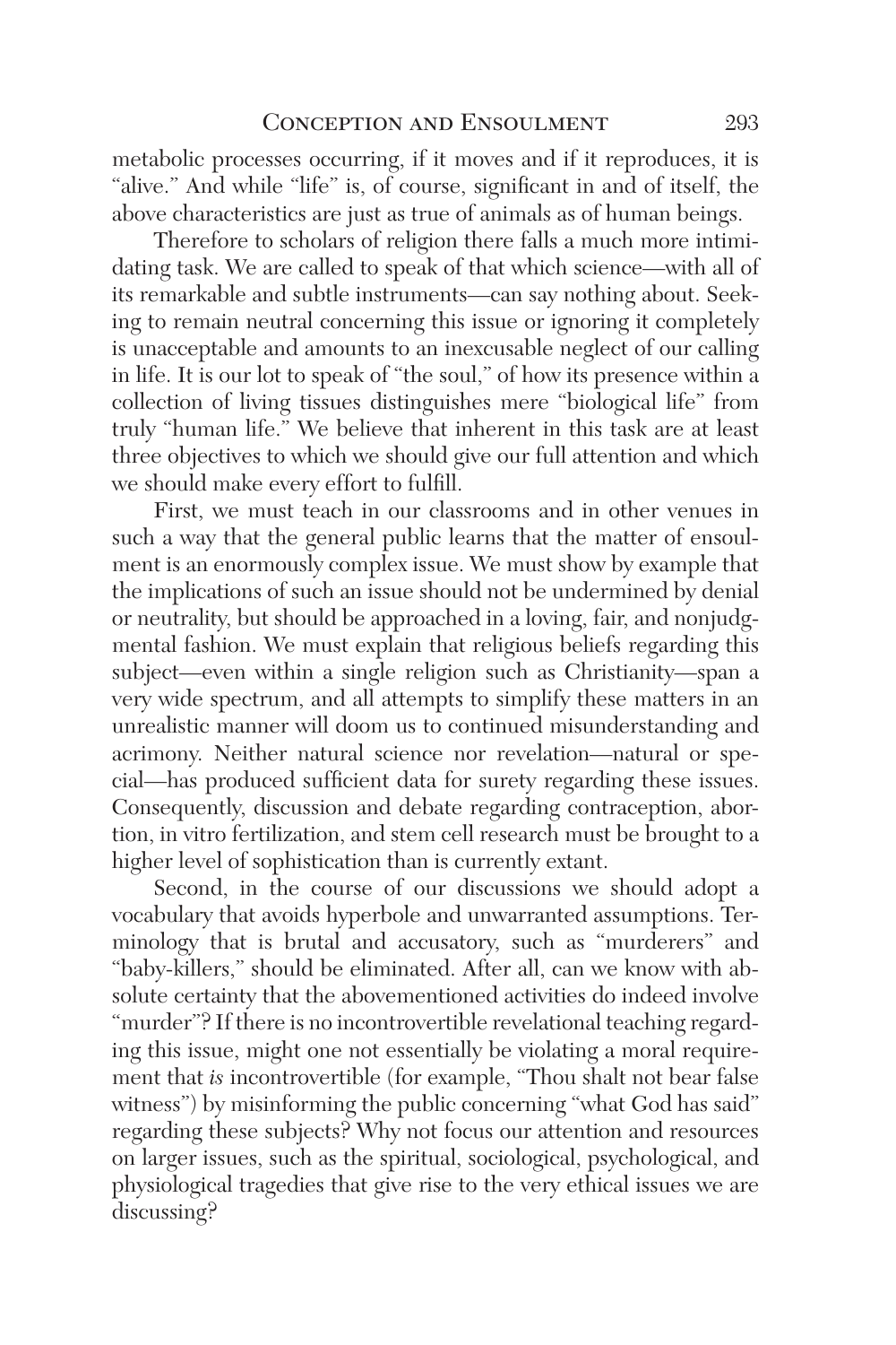metabolic processes occurring, if it moves and if it reproduces, it is "alive." And while "life" is, of course, significant in and of itself, the above characteristics are just as true of animals as of human beings.

Therefore to scholars of religion there falls a much more intimidating task. We are called to speak of that which science—with all of its remarkable and subtle instruments—can say nothing about. Seeking to remain neutral concerning this issue or ignoring it completely is unacceptable and amounts to an inexcusable neglect of our calling in life. It is our lot to speak of "the soul," of how its presence within a collection of living tissues distinguishes mere "biological life" from truly "human life." We believe that inherent in this task are at least three objectives to which we should give our full attention and which we should make every effort to fulfill.

First, we must teach in our classrooms and in other venues in such a way that the general public learns that the matter of ensoulment is an enormously complex issue. We must show by example that the implications of such an issue should not be undermined by denial or neutrality, but should be approached in a loving, fair, and nonjudgmental fashion. We must explain that religious beliefs regarding this subject—even within a single religion such as Christianity—span a very wide spectrum, and all attempts to simplify these matters in an unrealistic manner will doom us to continued misunderstanding and acrimony. Neither natural science nor revelation—natural or special—has produced sufficient data for surety regarding these issues. Consequently, discussion and debate regarding contraception, abortion, in vitro fertilization, and stem cell research must be brought to a higher level of sophistication than is currently extant.

Second, in the course of our discussions we should adopt a vocabulary that avoids hyperbole and unwarranted assumptions. Terminology that is brutal and accusatory, such as "murderers" and "baby-killers," should be eliminated. After all, can we know with absolute certainty that the abovementioned activities do indeed involve "murder"? If there is no incontrovertible revelational teaching regarding this issue, might one not essentially be violating a moral requirement that *is* incontrovertible (for example, "Thou shalt not bear false witness") by misinforming the public concerning "what God has said" regarding these subjects? Why not focus our attention and resources on larger issues, such as the spiritual, sociological, psychological, and physiological tragedies that give rise to the very ethical issues we are discussing?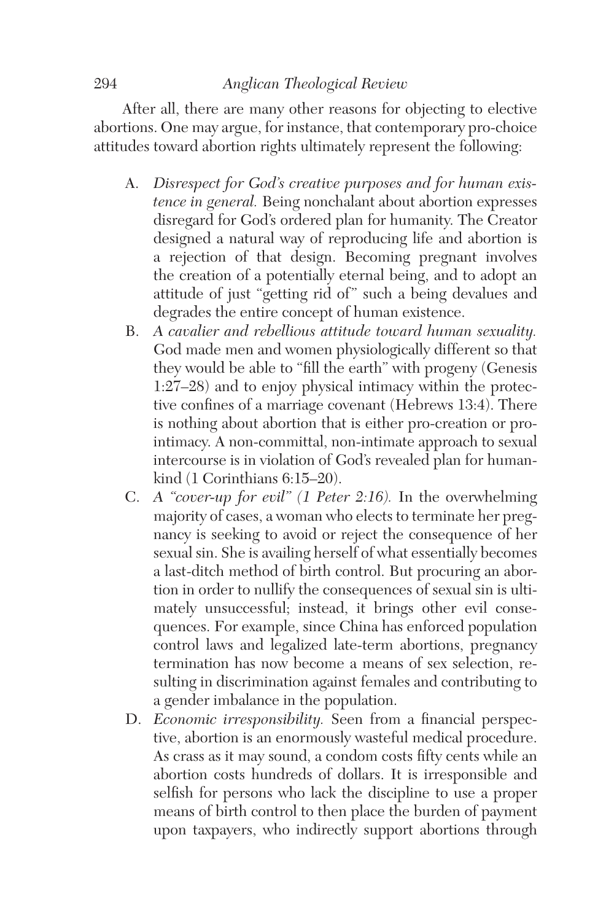After all, there are many other reasons for objecting to elective abortions. One may argue, for instance, that contemporary pro-choice attitudes toward abortion rights ultimately represent the following:

A. *Disrespect for God's creative purposes and for human existence in general.* Being nonchalant about abortion expresses disregard for God's ordered plan for humanity. The Creator designed a natural way of reproducing life and abortion is a rejection of that design. Becoming pregnant involves the creation of a potentially eternal being, and to adopt an attitude of just "getting rid of" such a being devalues and degrades the entire concept of human existence.

B. *A cavalier and rebellious attitude toward human sexuality.* God made men and women physiologically different so that they would be able to "fill the earth" with progeny (Genesis 1:27–28) and to enjoy physical intimacy within the protective confines of a marriage covenant (Hebrews 13:4). There is nothing about abortion that is either pro-creation or pro-intimacy. A non-committal, non-intimate approach to sexual intercourse is in violation of God's revealed plan for humankind (1 Corinthians 6:15–20).

C. *A "cover-up for evil" (1 Peter 2:16).* In the overwhelming majority of cases, a woman who elects to terminate her pregnancy is seeking to avoid or reject the consequence of her sexual sin. She is availing herself of what essentially becomes a last-ditch method of birth control. But procuring an abortion in order to nullify the consequences of sexual sin is ultimately unsuccessful; instead, it brings other evil consequences. For example, since China has enforced population control laws and legalized late-term abortions, pregnancy termination has now become a means of sex selection, resulting in discrimination against females and contributing to a gender imbalance in the population.

D. *Economic irresponsibility.* Seen from a financial perspective, abortion is an enormously wasteful medical procedure. As crass as it may sound, a condom costs fifty cents while an abortion costs hundreds of dollars. It is irresponsible and selfish for persons who lack the discipline to use a proper means of birth control to then place the burden of payment upon taxpayers, who indirectly support abortions through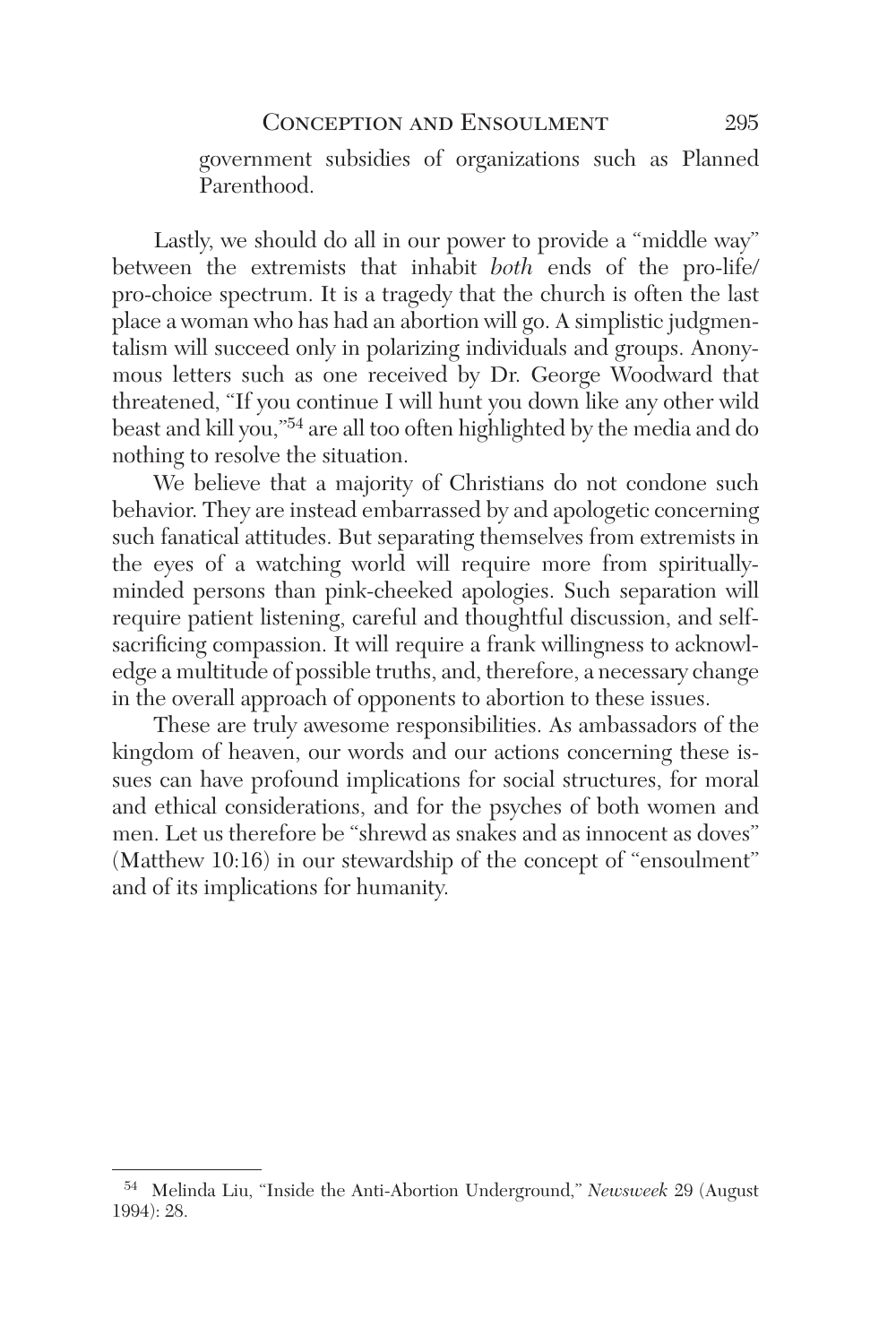government subsidies of organizations such as Planned Parenthood.

Lastly, we should do all in our power to provide a "middle way" between the extremists that inhabit *both* ends of the pro-life/pro-choice spectrum. It is a tragedy that the church is often the last place a woman who has had an abortion will go. A simplistic judgmentalism will succeed only in polarizing individuals and groups. Anonymous letters such as one received by Dr. George Woodward that threatened, "If you continue I will hunt you down like any other wild beast and kill you,"[54] are all too often highlighted by the media and do nothing to resolve the situation.

We believe that a majority of Christians do not condone such behavior. They are instead embarrassed by and apologetic concerning such fanatical attitudes. But separating themselves from extremists in the eyes of a watching world will require more from spiritually-minded persons than pink-cheeked apologies. Such separation will require patient listening, careful and thoughtful discussion, and self-sacrificing compassion. It will require a frank willingness to acknowledge a multitude of possible truths, and, therefore, a necessary change in the overall approach of opponents to abortion to these issues.

These are truly awesome responsibilities. As ambassadors of the kingdom of heaven, our words and our actions concerning these issues can have profound implications for social structures, for moral and ethical considerations, and for the psyches of both women and men. Let us therefore be "shrewd as snakes and as innocent as doves" (Matthew 10:16) in our stewardship of the concept of "ensoulment" and of its implications for humanity.

---

[54] Melinda Liu, "Inside the Anti-Abortion Underground," *Newsweek* 29 (August 1994): 28.